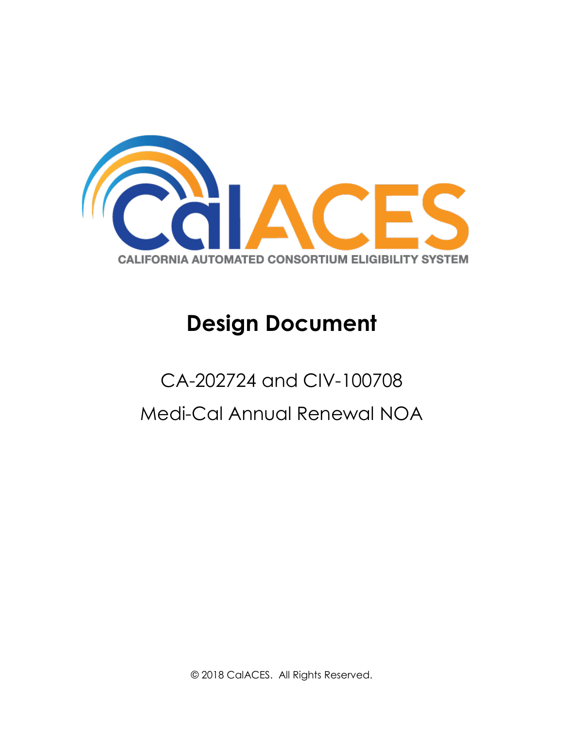CalACES

CALIFORNIA AUTOMATED CONSORTIUM ELIGIBILITY SYSTEM

# Design Document

CA-202724 and CIV-100708

Medi-Cal Annual Renewal NOA

© 2018 CalACES. All Rights Reserved.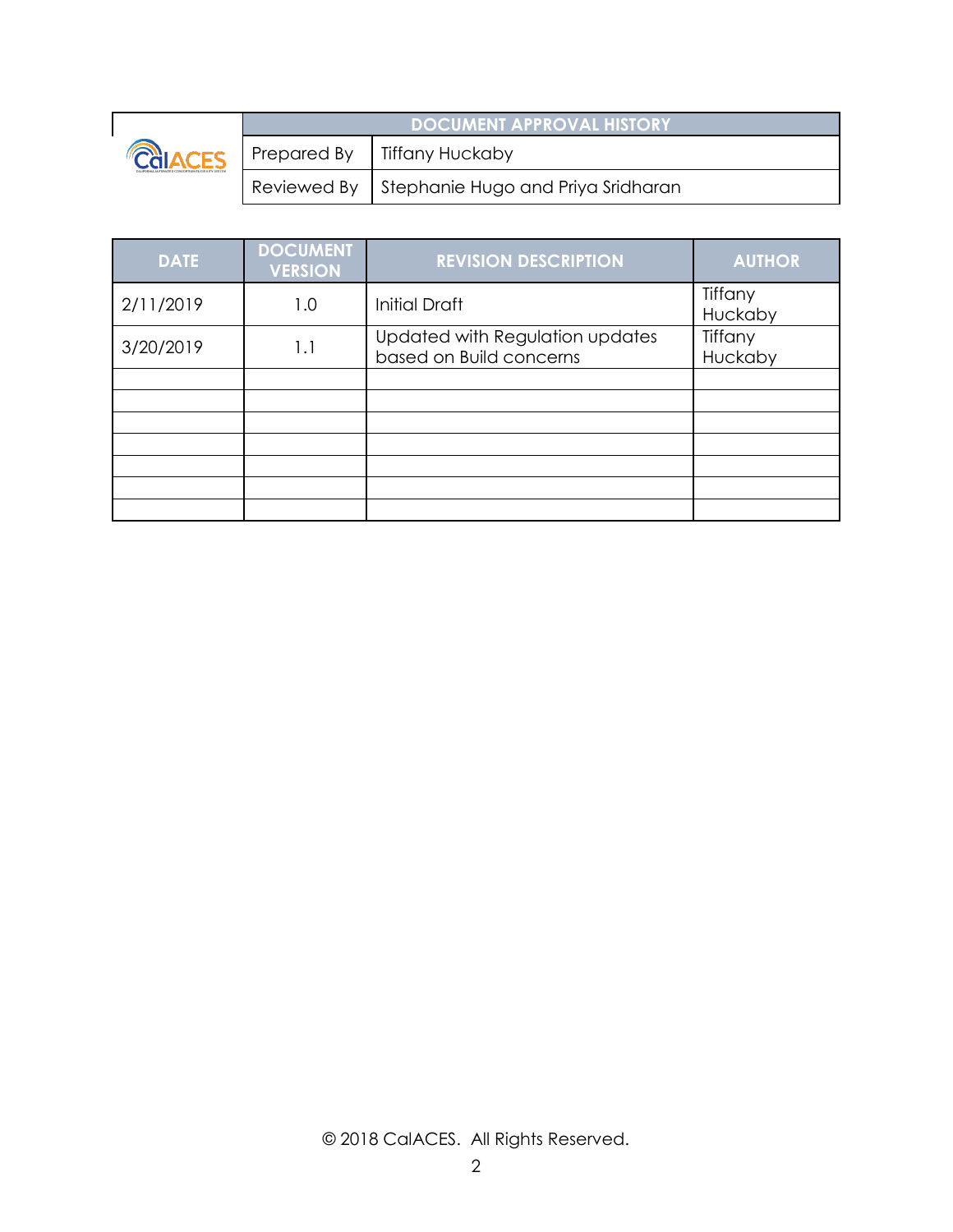| | DOCUMENT APPROVAL HISTORY | |
|---|---|---|
| CalACES | Prepared By | Tiffany Huckaby |
| | Reviewed By | Stephanie Hugo and Priya Sridharan |

| DATE | DOCUMENT VERSION | REVISION DESCRIPTION | AUTHOR |
|---|---|---|---|
| 2/11/2019 | 1.0 | Initial Draft | Tiffany Huckaby |
| 3/20/2019 | 1.1 | Updated with Regulation updates based on Build concerns | Tiffany Huckaby |
| | | | |
| | | | |
| | | | |
| | | | |
| | | | |
| | | | |
| | | | |

© 2018 CalACES. All Rights Reserved.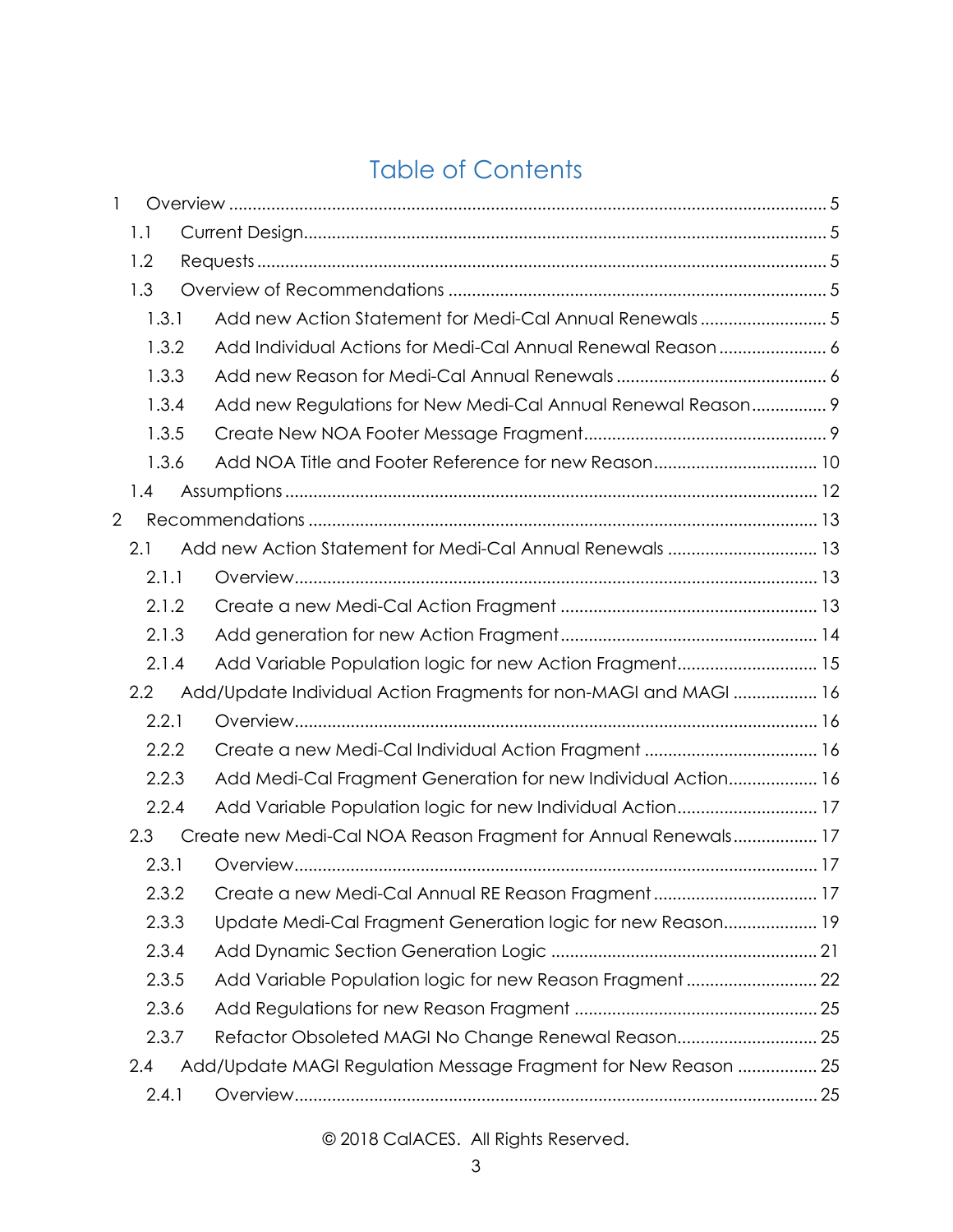# Table of Contents

1 Overview ..... 5
- 1.1 Current Design ..... 5
- 1.2 Requests ..... 5
- 1.3 Overview of Recommendations ..... 5
  - 1.3.1 Add new Action Statement for Medi-Cal Annual Renewals ..... 5
  - 1.3.2 Add Individual Actions for Medi-Cal Annual Renewal Reason ..... 6
  - 1.3.3 Add new Reason for Medi-Cal Annual Renewals ..... 6
  - 1.3.4 Add new Regulations for New Medi-Cal Annual Renewal Reason ..... 9
  - 1.3.5 Create New NOA Footer Message Fragment ..... 9
  - 1.3.6 Add NOA Title and Footer Reference for new Reason ..... 10
- 1.4 Assumptions ..... 12

2 Recommendations ..... 13
- 2.1 Add new Action Statement for Medi-Cal Annual Renewals ..... 13
  - 2.1.1 Overview ..... 13
  - 2.1.2 Create a new Medi-Cal Action Fragment ..... 13
  - 2.1.3 Add generation for new Action Fragment ..... 14
  - 2.1.4 Add Variable Population logic for new Action Fragment ..... 15
- 2.2 Add/Update Individual Action Fragments for non-MAGI and MAGI ..... 16
  - 2.2.1 Overview ..... 16
  - 2.2.2 Create a new Medi-Cal Individual Action Fragment ..... 16
  - 2.2.3 Add Medi-Cal Fragment Generation for new Individual Action ..... 16
  - 2.2.4 Add Variable Population logic for new Individual Action ..... 17
- 2.3 Create new Medi-Cal NOA Reason Fragment for Annual Renewals ..... 17
  - 2.3.1 Overview ..... 17
  - 2.3.2 Create a new Medi-Cal Annual RE Reason Fragment ..... 17
  - 2.3.3 Update Medi-Cal Fragment Generation logic for new Reason ..... 19
  - 2.3.4 Add Dynamic Section Generation Logic ..... 21
  - 2.3.5 Add Variable Population logic for new Reason Fragment ..... 22
  - 2.3.6 Add Regulations for new Reason Fragment ..... 25
  - 2.3.7 Refactor Obsoleted MAGI No Change Renewal Reason ..... 25
- 2.4 Add/Update MAGI Regulation Message Fragment for New Reason ..... 25
  - 2.4.1 Overview ..... 25

© 2018 CalACES. All Rights Reserved.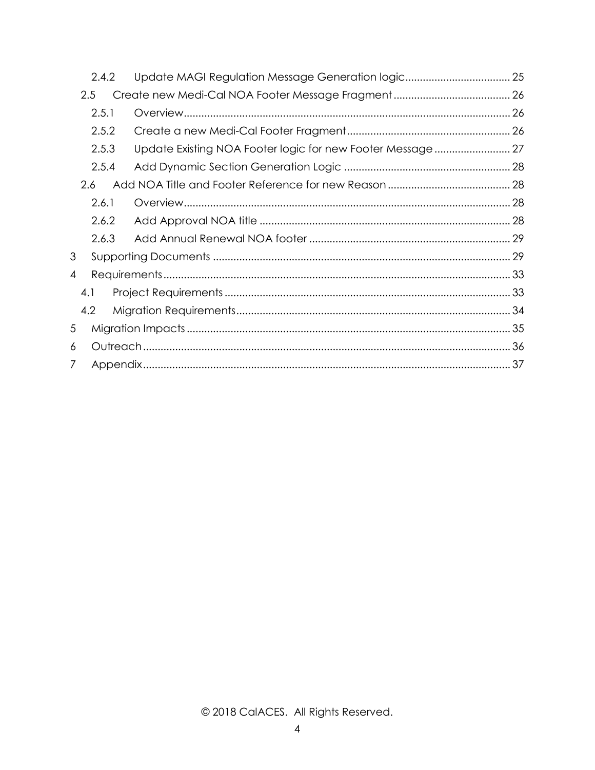2.4.2 Update MAGI Regulation Message Generation logic .......... 25

2.5 Create new Medi-Cal NOA Footer Message Fragment .......... 26

2.5.1 Overview .......... 26

2.5.2 Create a new Medi-Cal Footer Fragment .......... 26

2.5.3 Update Existing NOA Footer logic for new Footer Message .......... 27

2.5.4 Add Dynamic Section Generation Logic .......... 28

2.6 Add NOA Title and Footer Reference for new Reason .......... 28

2.6.1 Overview .......... 28

2.6.2 Add Approval NOA title .......... 28

2.6.3 Add Annual Renewal NOA footer .......... 29

3 Supporting Documents .......... 29

4 Requirements .......... 33

4.1 Project Requirements .......... 33

4.2 Migration Requirements .......... 34

5 Migration Impacts .......... 35

6 Outreach .......... 36

7 Appendix .......... 37

© 2018 CalACES. All Rights Reserved.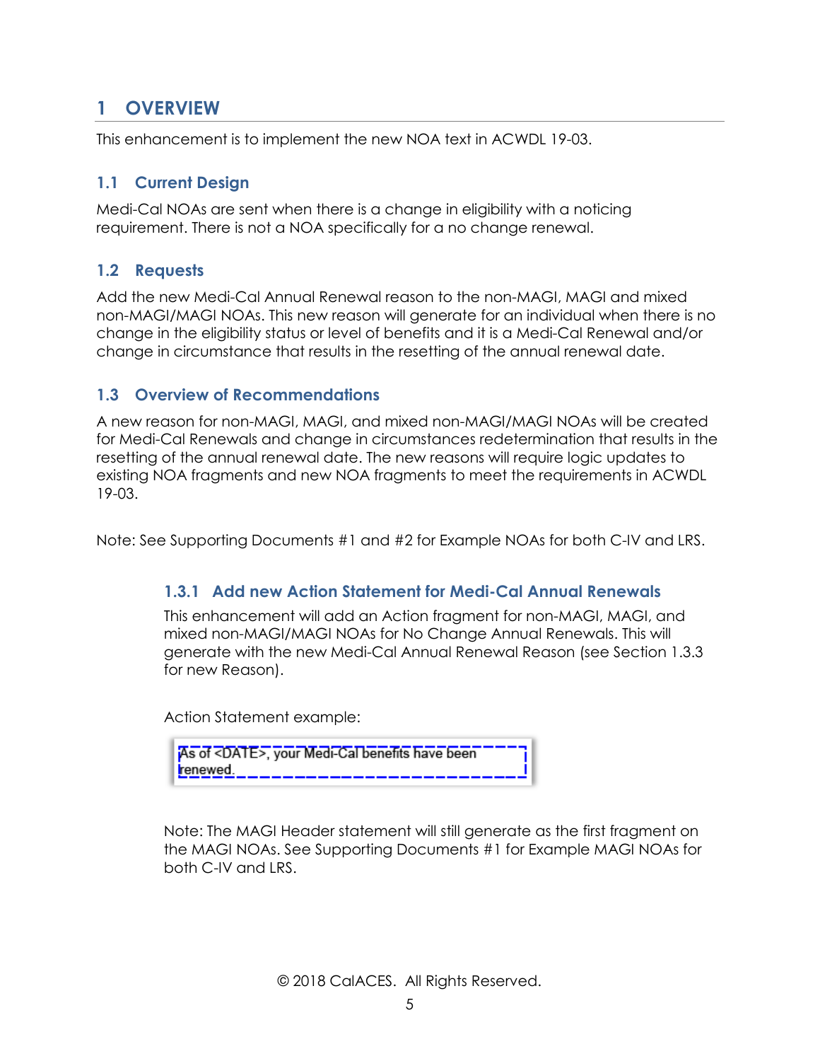# 1 OVERVIEW

This enhancement is to implement the new NOA text in ACWDL 19-03.

## 1.1 Current Design

Medi-Cal NOAs are sent when there is a change in eligibility with a noticing requirement. There is not a NOA specifically for a no change renewal.

## 1.2 Requests

Add the new Medi-Cal Annual Renewal reason to the non-MAGI, MAGI and mixed non-MAGI/MAGI NOAs. This new reason will generate for an individual when there is no change in the eligibility status or level of benefits and it is a Medi-Cal Renewal and/or change in circumstance that results in the resetting of the annual renewal date.

## 1.3 Overview of Recommendations

A new reason for non-MAGI, MAGI, and mixed non-MAGI/MAGI NOAs will be created for Medi-Cal Renewals and change in circumstances redetermination that results in the resetting of the annual renewal date. The new reasons will require logic updates to existing NOA fragments and new NOA fragments to meet the requirements in ACWDL 19-03.

Note: See Supporting Documents #1 and #2 for Example NOAs for both C-IV and LRS.

### 1.3.1 Add new Action Statement for Medi-Cal Annual Renewals

This enhancement will add an Action fragment for non-MAGI, MAGI, and mixed non-MAGI/MAGI NOAs for No Change Annual Renewals. This will generate with the new Medi-Cal Annual Renewal Reason (see Section 1.3.3 for new Reason).

Action Statement example:

```
As of <DATE>, your Medi-Cal benefits have been renewed.
```

Note: The MAGI Header statement will still generate as the first fragment on the MAGI NOAs. See Supporting Documents #1 for Example MAGI NOAs for both C-IV and LRS.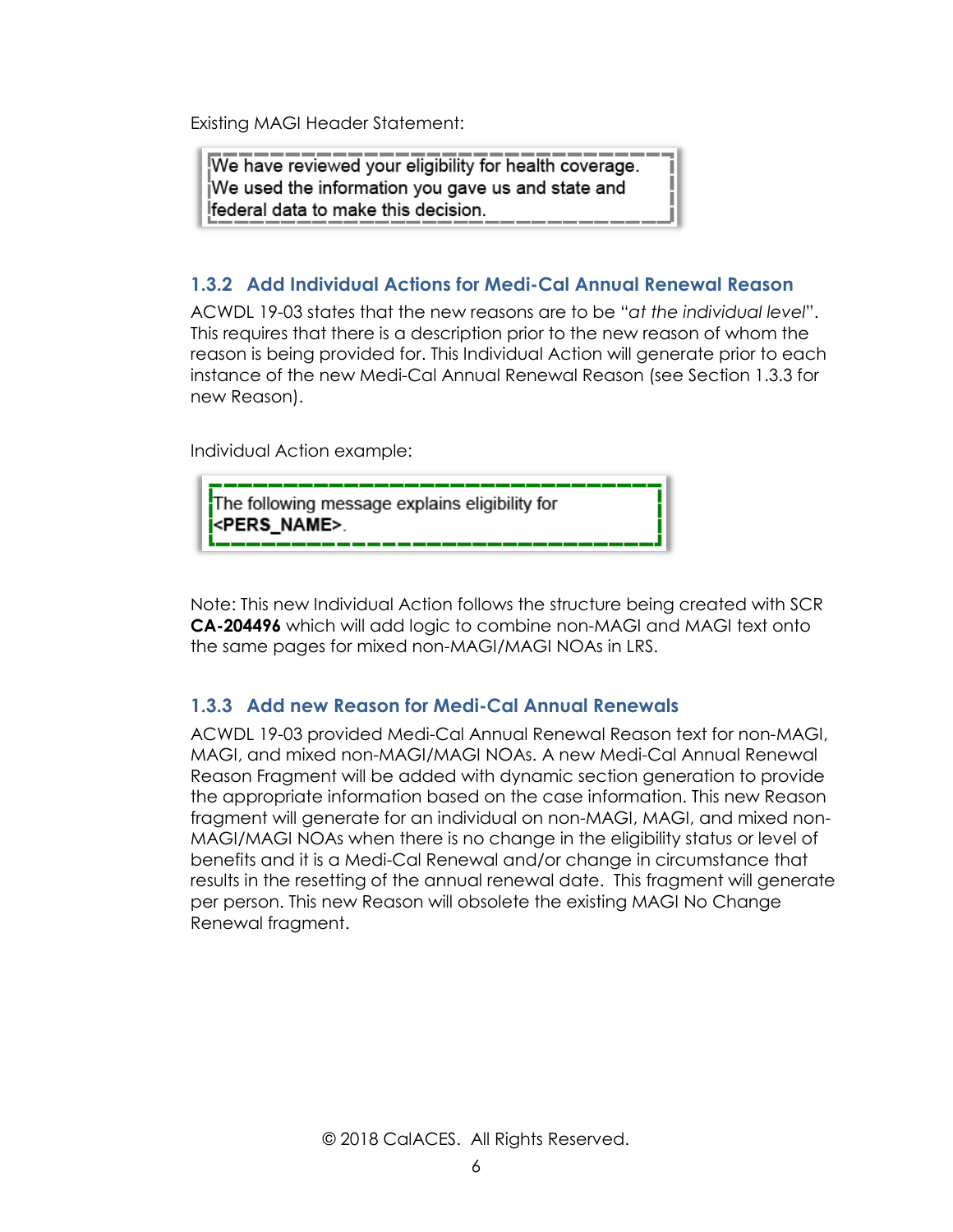Existing MAGI Header Statement:

> We have reviewed your eligibility for health coverage. We used the information you gave us and state and federal data to make this decision.

### 1.3.2 Add Individual Actions for Medi-Cal Annual Renewal Reason

ACWDL 19-03 states that the new reasons are to be "*at the individual level*". This requires that there is a description prior to the new reason of whom the reason is being provided for. This Individual Action will generate prior to each instance of the new Medi-Cal Annual Renewal Reason (see Section 1.3.3 for new Reason).

Individual Action example:

> The following message explains eligibility for **<PERS_NAME>**.

Note: This new Individual Action follows the structure being created with SCR **CA-204496** which will add logic to combine non-MAGI and MAGI text onto the same pages for mixed non-MAGI/MAGI NOAs in LRS.

### 1.3.3 Add new Reason for Medi-Cal Annual Renewals

ACWDL 19-03 provided Medi-Cal Annual Renewal Reason text for non-MAGI, MAGI, and mixed non-MAGI/MAGI NOAs. A new Medi-Cal Annual Renewal Reason Fragment will be added with dynamic section generation to provide the appropriate information based on the case information. This new Reason fragment will generate for an individual on non-MAGI, MAGI, and mixed non-MAGI/MAGI NOAs when there is no change in the eligibility status or level of benefits and it is a Medi-Cal Renewal and/or change in circumstance that results in the resetting of the annual renewal date. This fragment will generate per person. This new Reason will obsolete the existing MAGI No Change Renewal fragment.

© 2018 CalACES. All Rights Reserved.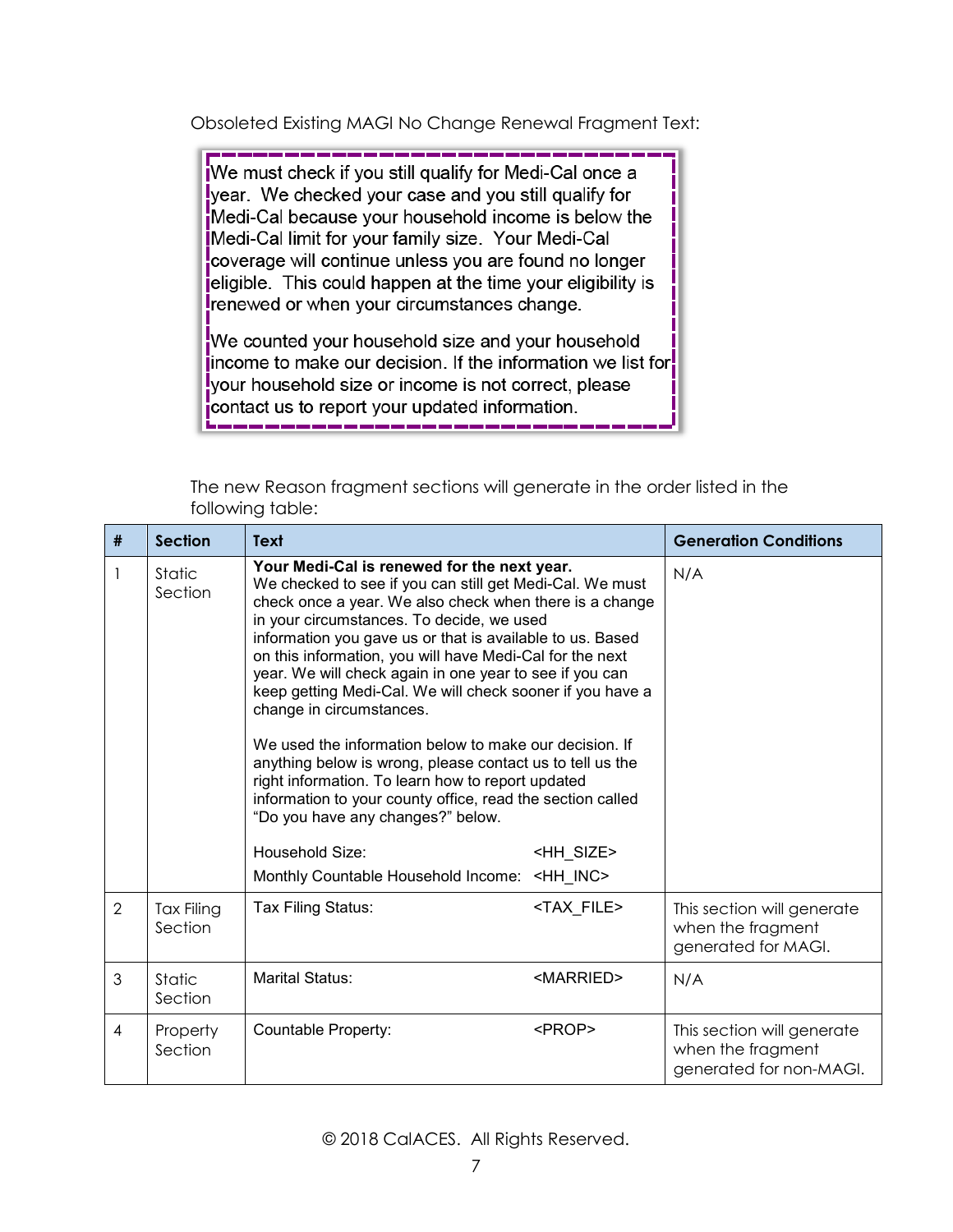Obsoleted Existing MAGI No Change Renewal Fragment Text:

> We must check if you still qualify for Medi-Cal once a year. We checked your case and you still qualify for Medi-Cal because your household income is below the Medi-Cal limit for your family size. Your Medi-Cal coverage will continue unless you are found no longer eligible. This could happen at the time your eligibility is renewed or when your circumstances change.
>
> We counted your household size and your household income to make our decision. If the information we list for your household size or income is not correct, please contact us to report your updated information.

The new Reason fragment sections will generate in the order listed in the following table:

| # | Section | Text | Generation Conditions |
|---|---|---|---|
| 1 | Static Section | **Your Medi-Cal is renewed for the next year.** We checked to see if you can still get Medi-Cal. We must check once a year. We also check when there is a change in your circumstances. To decide, we used information you gave us or that is available to us. Based on this information, you will have Medi-Cal for the next year. We will check again in one year to see if you can keep getting Medi-Cal. We will check sooner if you have a change in circumstances.<br><br>We used the information below to make our decision. If anything below is wrong, please contact us to tell us the right information. To learn how to report updated information to your county office, read the section called "Do you have any changes?" below.<br><br>Household Size: <HH_SIZE><br>Monthly Countable Household Income: <HH_INC> | N/A |
| 2 | Tax Filing Section | Tax Filing Status: <TAX_FILE> | This section will generate when the fragment generated for MAGI. |
| 3 | Static Section | Marital Status: <MARRIED> | N/A |
| 4 | Property Section | Countable Property: <PROP> | This section will generate when the fragment generated for non-MAGI. |

© 2018 CalACES. All Rights Reserved.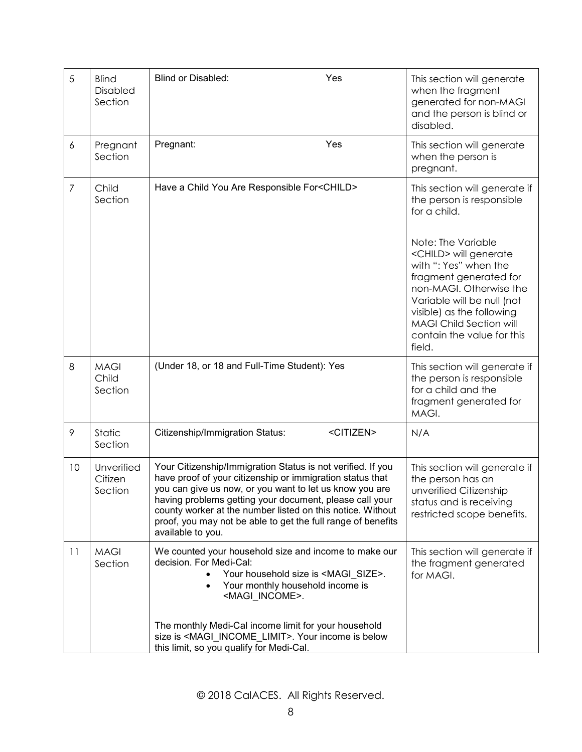| 5 | Blind Disabled Section | Blind or Disabled: Yes | This section will generate when the fragment generated for non-MAGI and the person is blind or disabled. |
|---|---|---|---|
| 6 | Pregnant Section | Pregnant: Yes | This section will generate when the person is pregnant. |
| 7 | Child Section | Have a Child You Are Responsible For<CHILD> | This section will generate if the person is responsible for a child.<br><br>Note: The Variable <CHILD> will generate with ": Yes" when the fragment generated for non-MAGI. Otherwise the Variable will be null (not visible) as the following MAGI Child Section will contain the value for this field. |
| 8 | MAGI Child Section | (Under 18, or 18 and Full-Time Student): Yes | This section will generate if the person is responsible for a child and the fragment generated for MAGI. |
| 9 | Static Section | Citizenship/Immigration Status: <CITIZEN> | N/A |
| 10 | Unverified Citizen Section | Your Citizenship/Immigration Status is not verified. If you have proof of your citizenship or immigration status that you can give us now, or you want to let us know you are having problems getting your document, please call your county worker at the number listed on this notice. Without proof, you may not be able to get the full range of benefits available to you. | This section will generate if the person has an unverified Citizenship status and is receiving restricted scope benefits. |
| 11 | MAGI Section | We counted your household size and income to make our decision. For Medi-Cal:<br>• Your household size is <MAGI_SIZE>.<br>• Your monthly household income is <MAGI_INCOME>.<br><br>The monthly Medi-Cal income limit for your household size is <MAGI_INCOME_LIMIT>. Your income is below this limit, so you qualify for Medi-Cal. | This section will generate if the fragment generated for MAGI. |

© 2018 CalACES. All Rights Reserved.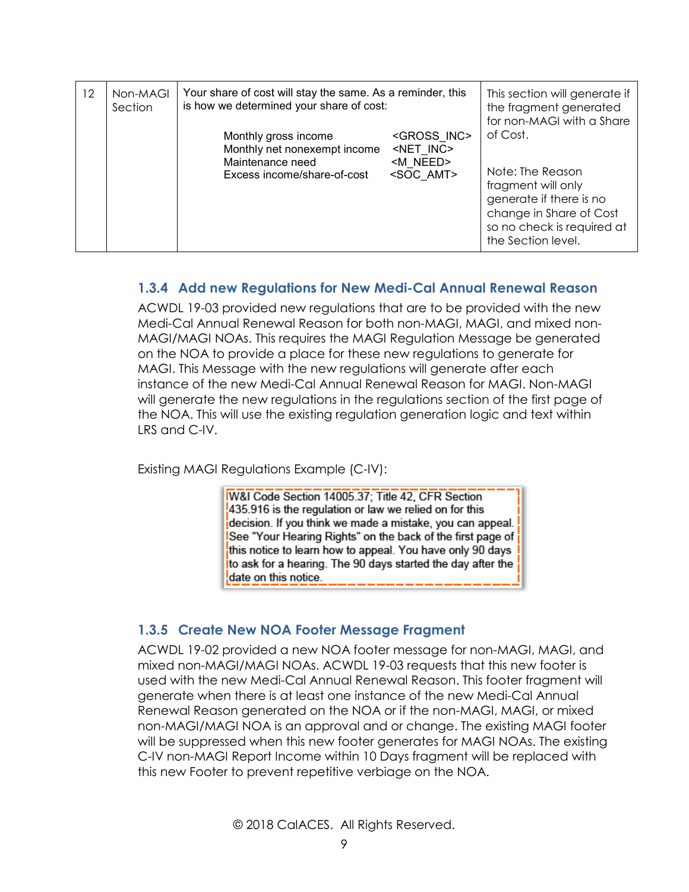| 12 | Non-MAGI Section | Your share of cost will stay the same. As a reminder, this is how we determined your share of cost:<br><br>Monthly gross income <GROSS_INC><br>Monthly net nonexempt income <NET_INC><br>Maintenance need <M_NEED><br>Excess income/share-of-cost <SOC_AMT> | This section will generate if the fragment generated for non-MAGI with a Share of Cost.<br><br>Note: The Reason fragment will only generate if there is no change in Share of Cost so no check is required at the Section level. |
|---|---|---|---|

### 1.3.4 Add new Regulations for New Medi-Cal Annual Renewal Reason

ACWDL 19-03 provided new regulations that are to be provided with the new Medi-Cal Annual Renewal Reason for both non-MAGI, MAGI, and mixed non-MAGI/MAGI NOAs. This requires the MAGI Regulation Message be generated on the NOA to provide a place for these new regulations to generate for MAGI. This Message with the new regulations will generate after each instance of the new Medi-Cal Annual Renewal Reason for MAGI. Non-MAGI will generate the new regulations in the regulations section of the first page of the NOA. This will use the existing regulation generation logic and text within LRS and C-IV.

Existing MAGI Regulations Example (C-IV):

> W&I Code Section 14005.37; Title 42, CFR Section 435.916 is the regulation or law we relied on for this decision. If you think we made a mistake, you can appeal. See "Your Hearing Rights" on the back of the first page of this notice to learn how to appeal. You have only 90 days to ask for a hearing. The 90 days started the day after the date on this notice.

### 1.3.5 Create New NOA Footer Message Fragment

ACWDL 19-02 provided a new NOA footer message for non-MAGI, MAGI, and mixed non-MAGI/MAGI NOAs. ACWDL 19-03 requests that this new footer is used with the new Medi-Cal Annual Renewal Reason. This footer fragment will generate when there is at least one instance of the new Medi-Cal Annual Renewal Reason generated on the NOA or if the non-MAGI, MAGI, or mixed non-MAGI/MAGI NOA is an approval and or change. The existing MAGI footer will be suppressed when this new footer generates for MAGI NOAs. The existing C-IV non-MAGI Report Income within 10 Days fragment will be replaced with this new Footer to prevent repetitive verbiage on the NOA.

© 2018 CalACES. All Rights Reserved.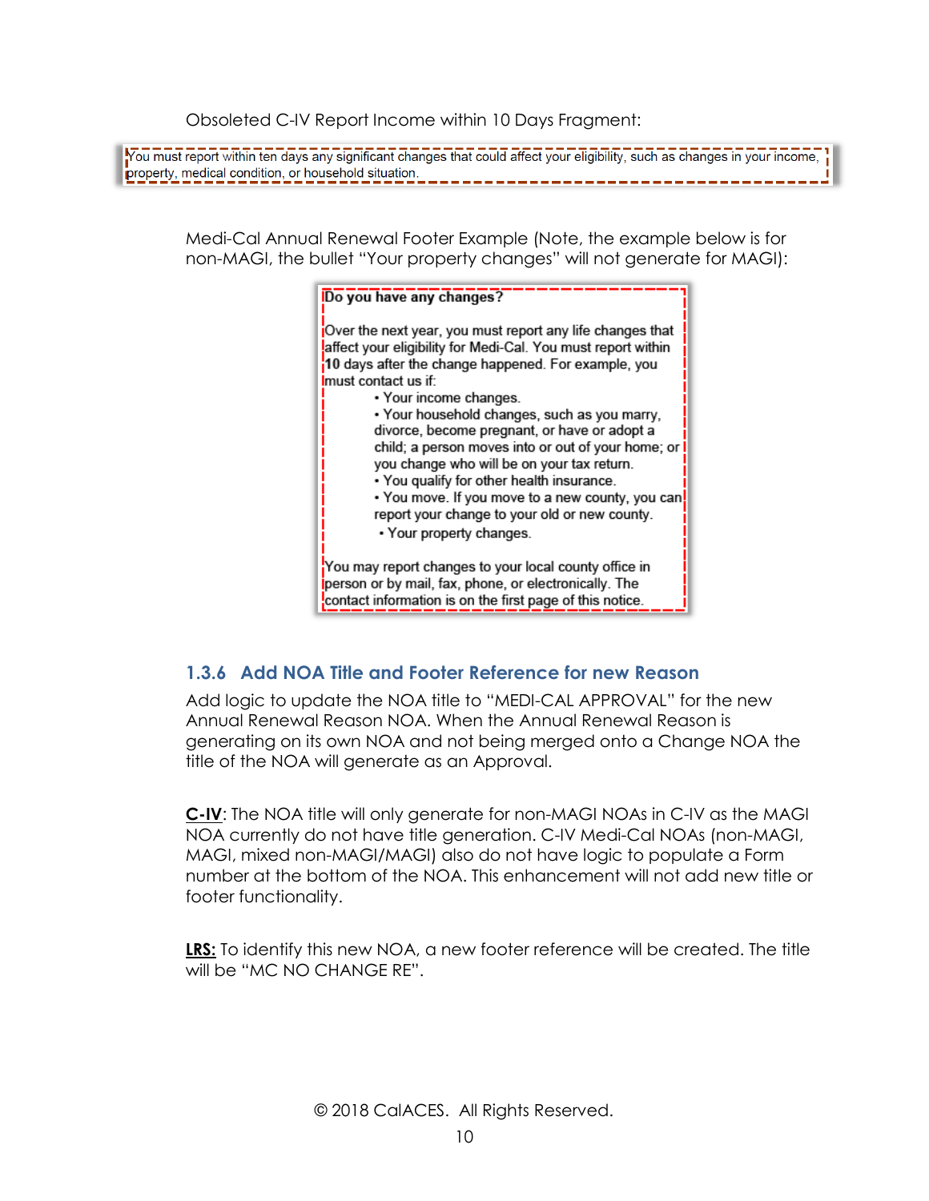Obsoleted C-IV Report Income within 10 Days Fragment:

> You must report within ten days any significant changes that could affect your eligibility, such as changes in your income, property, medical condition, or household situation.

Medi-Cal Annual Renewal Footer Example (Note, the example below is for non-MAGI, the bullet "Your property changes" will not generate for MAGI):

> **Do you have any changes?**
>
> Over the next year, you must report any life changes that affect your eligibility for Medi-Cal. You must report within **10** days after the change happened. For example, you must contact us if:
>
> - Your income changes.
> - Your household changes, such as you marry, divorce, become pregnant, or have or adopt a child; a person moves into or out of your home; or you change who will be on your tax return.
> - You qualify for other health insurance.
> - You move. If you move to a new county, you can report your change to your old or new county.
> - Your property changes.
>
> You may report changes to your local county office in person or by mail, fax, phone, or electronically. The contact information is on the first page of this notice.

### 1.3.6 Add NOA Title and Footer Reference for new Reason

Add logic to update the NOA title to "MEDI-CAL APPROVAL" for the new Annual Renewal Reason NOA. When the Annual Renewal Reason is generating on its own NOA and not being merged onto a Change NOA the title of the NOA will generate as an Approval.

**C-IV**: The NOA title will only generate for non-MAGI NOAs in C-IV as the MAGI NOA currently do not have title generation. C-IV Medi-Cal NOAs (non-MAGI, MAGI, mixed non-MAGI/MAGI) also do not have logic to populate a Form number at the bottom of the NOA. This enhancement will not add new title or footer functionality.

**LRS:** To identify this new NOA, a new footer reference will be created. The title will be "MC NO CHANGE RE".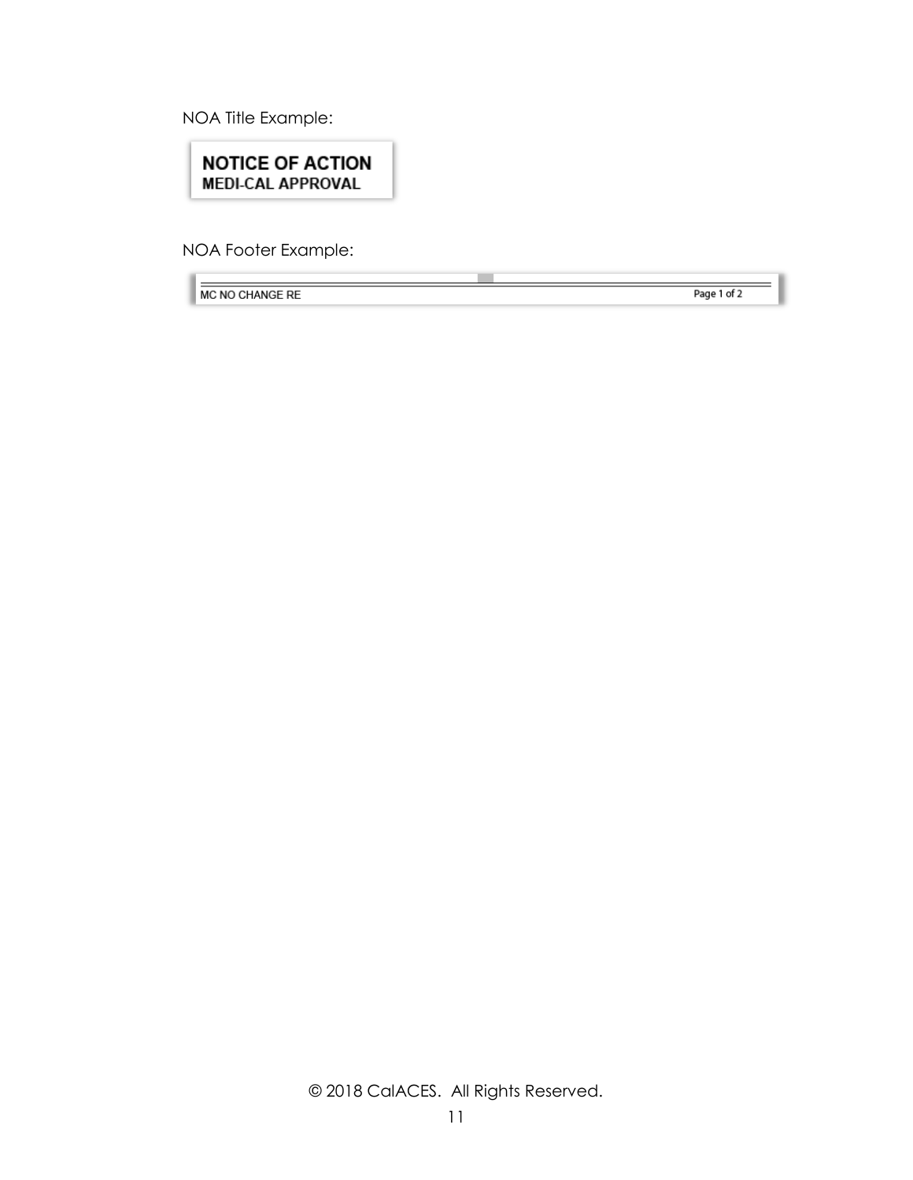NOA Title Example:

**NOTICE OF ACTION**
**MEDI-CAL APPROVAL**

NOA Footer Example:

MC NO CHANGE RE    Page 1 of 2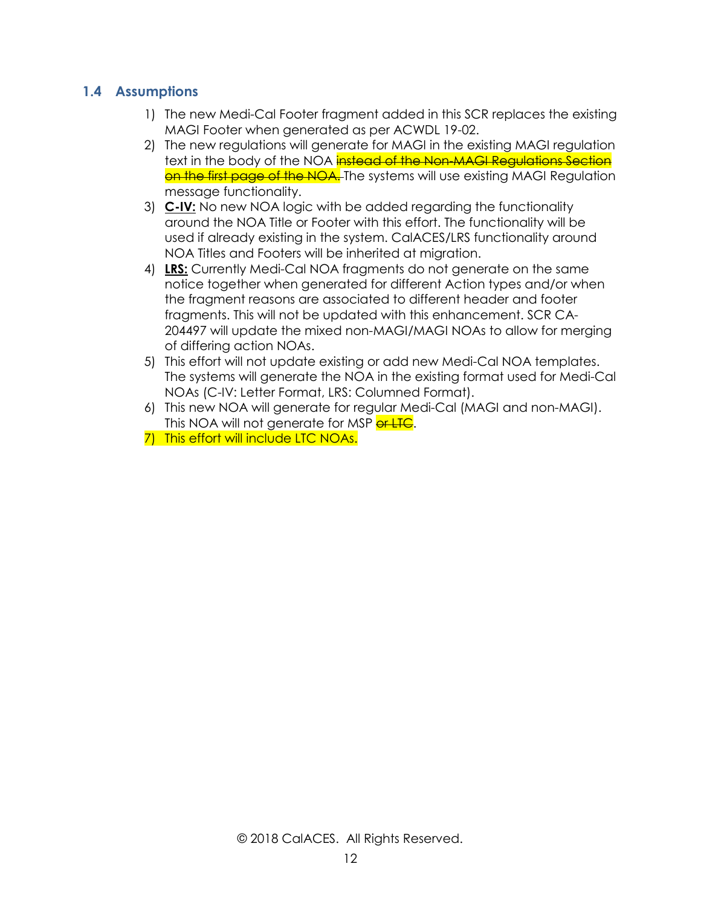### 1.4 Assumptions

1) The new Medi-Cal Footer fragment added in this SCR replaces the existing MAGI Footer when generated as per ACWDL 19-02.
2) The new regulations will generate for MAGI in the existing MAGI regulation text in the body of the NOA ~~instead of the Non-MAGI Regulations Section on the first page of the NOA.~~ The systems will use existing MAGI Regulation message functionality.
3) **C-IV:** No new NOA logic with be added regarding the functionality around the NOA Title or Footer with this effort. The functionality will be used if already existing in the system. CalACES/LRS functionality around NOA Titles and Footers will be inherited at migration.
4) **LRS:** Currently Medi-Cal NOA fragments do not generate on the same notice together when generated for different Action types and/or when the fragment reasons are associated to different header and footer fragments. This will not be updated with this enhancement. SCR CA-204497 will update the mixed non-MAGI/MAGI NOAs to allow for merging of differing action NOAs.
5) This effort will not update existing or add new Medi-Cal NOA templates. The systems will generate the NOA in the existing format used for Medi-Cal NOAs (C-IV: Letter Format, LRS: Columned Format).
6) This new NOA will generate for regular Medi-Cal (MAGI and non-MAGI). This NOA will not generate for MSP ~~or LTC~~.
7) This effort will include LTC NOAs.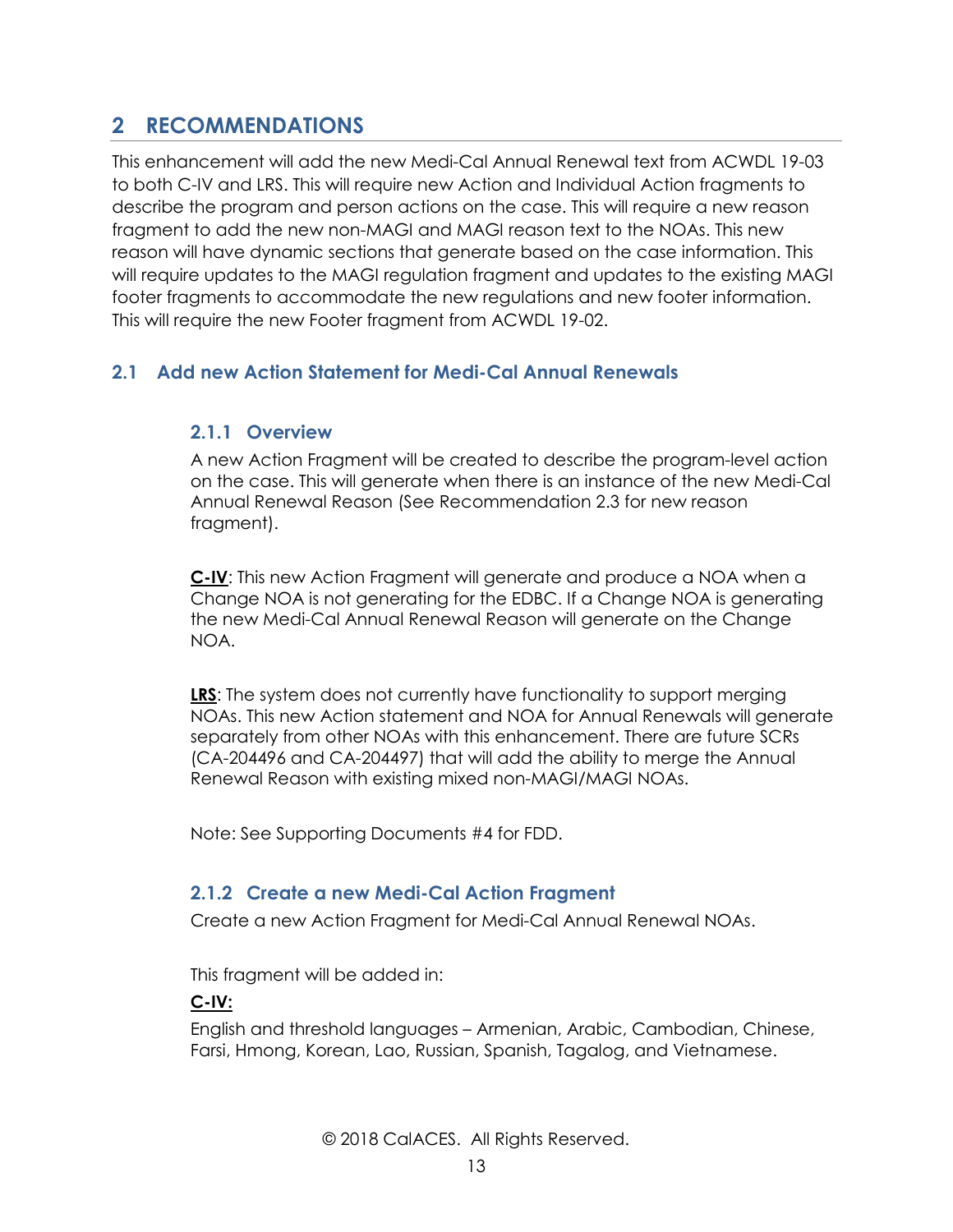# 2 RECOMMENDATIONS

This enhancement will add the new Medi-Cal Annual Renewal text from ACWDL 19-03 to both C-IV and LRS. This will require new Action and Individual Action fragments to describe the program and person actions on the case. This will require a new reason fragment to add the new non-MAGI and MAGI reason text to the NOAs. This new reason will have dynamic sections that generate based on the case information. This will require updates to the MAGI regulation fragment and updates to the existing MAGI footer fragments to accommodate the new regulations and new footer information. This will require the new Footer fragment from ACWDL 19-02.

## 2.1 Add new Action Statement for Medi-Cal Annual Renewals

### 2.1.1 Overview

A new Action Fragment will be created to describe the program-level action on the case. This will generate when there is an instance of the new Medi-Cal Annual Renewal Reason (See Recommendation 2.3 for new reason fragment).

**C-IV**: This new Action Fragment will generate and produce a NOA when a Change NOA is not generating for the EDBC. If a Change NOA is generating the new Medi-Cal Annual Renewal Reason will generate on the Change NOA.

**LRS**: The system does not currently have functionality to support merging NOAs. This new Action statement and NOA for Annual Renewals will generate separately from other NOAs with this enhancement. There are future SCRs (CA-204496 and CA-204497) that will add the ability to merge the Annual Renewal Reason with existing mixed non-MAGI/MAGI NOAs.

Note: See Supporting Documents #4 for FDD.

### 2.1.2 Create a new Medi-Cal Action Fragment

Create a new Action Fragment for Medi-Cal Annual Renewal NOAs.

This fragment will be added in:

**C-IV:**

English and threshold languages – Armenian, Arabic, Cambodian, Chinese, Farsi, Hmong, Korean, Lao, Russian, Spanish, Tagalog, and Vietnamese.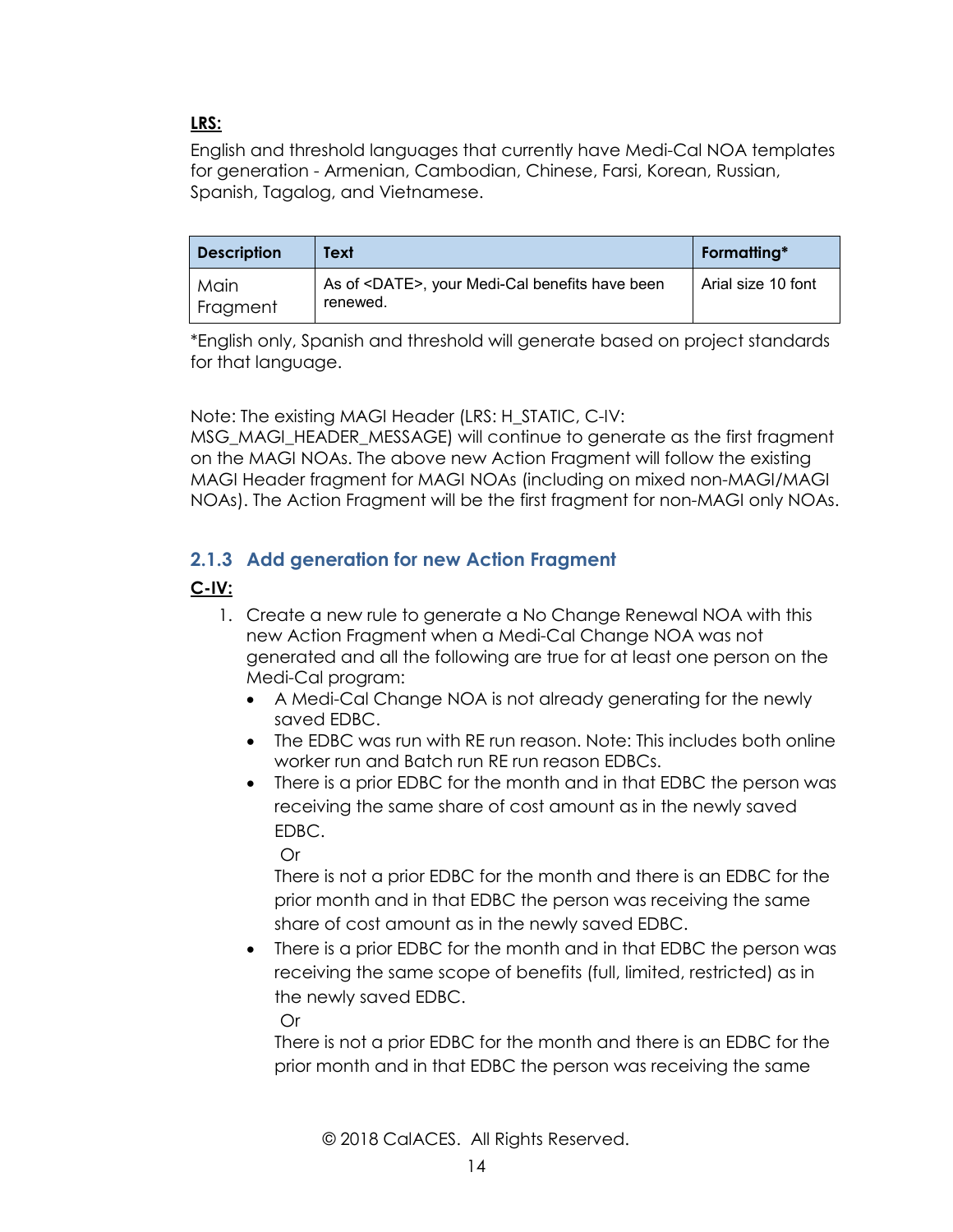**LRS:**

English and threshold languages that currently have Medi-Cal NOA templates for generation - Armenian, Cambodian, Chinese, Farsi, Korean, Russian, Spanish, Tagalog, and Vietnamese.

| Description | Text | Formatting* |
|---|---|---|
| Main Fragment | As of <DATE>, your Medi-Cal benefits have been renewed. | Arial size 10 font |

*English only, Spanish and threshold will generate based on project standards for that language.

Note: The existing MAGI Header (LRS: H_STATIC, C-IV: MSG_MAGI_HEADER_MESSAGE) will continue to generate as the first fragment on the MAGI NOAs. The above new Action Fragment will follow the existing MAGI Header fragment for MAGI NOAs (including on mixed non-MAGI/MAGI NOAs). The Action Fragment will be the first fragment for non-MAGI only NOAs.

### 2.1.3 Add generation for new Action Fragment

**C-IV:**

1. Create a new rule to generate a No Change Renewal NOA with this new Action Fragment when a Medi-Cal Change NOA was not generated and all the following are true for at least one person on the Medi-Cal program:
   - A Medi-Cal Change NOA is not already generating for the newly saved EDBC.
   - The EDBC was run with RE run reason. Note: This includes both online worker run and Batch run RE run reason EDBCs.
   - There is a prior EDBC for the month and in that EDBC the person was receiving the same share of cost amount as in the newly saved EDBC.

     Or

     There is not a prior EDBC for the month and there is an EDBC for the prior month and in that EDBC the person was receiving the same share of cost amount as in the newly saved EDBC.
   - There is a prior EDBC for the month and in that EDBC the person was receiving the same scope of benefits (full, limited, restricted) as in the newly saved EDBC.

     Or

     There is not a prior EDBC for the month and there is an EDBC for the prior month and in that EDBC the person was receiving the same

© 2018 CalACES. All Rights Reserved.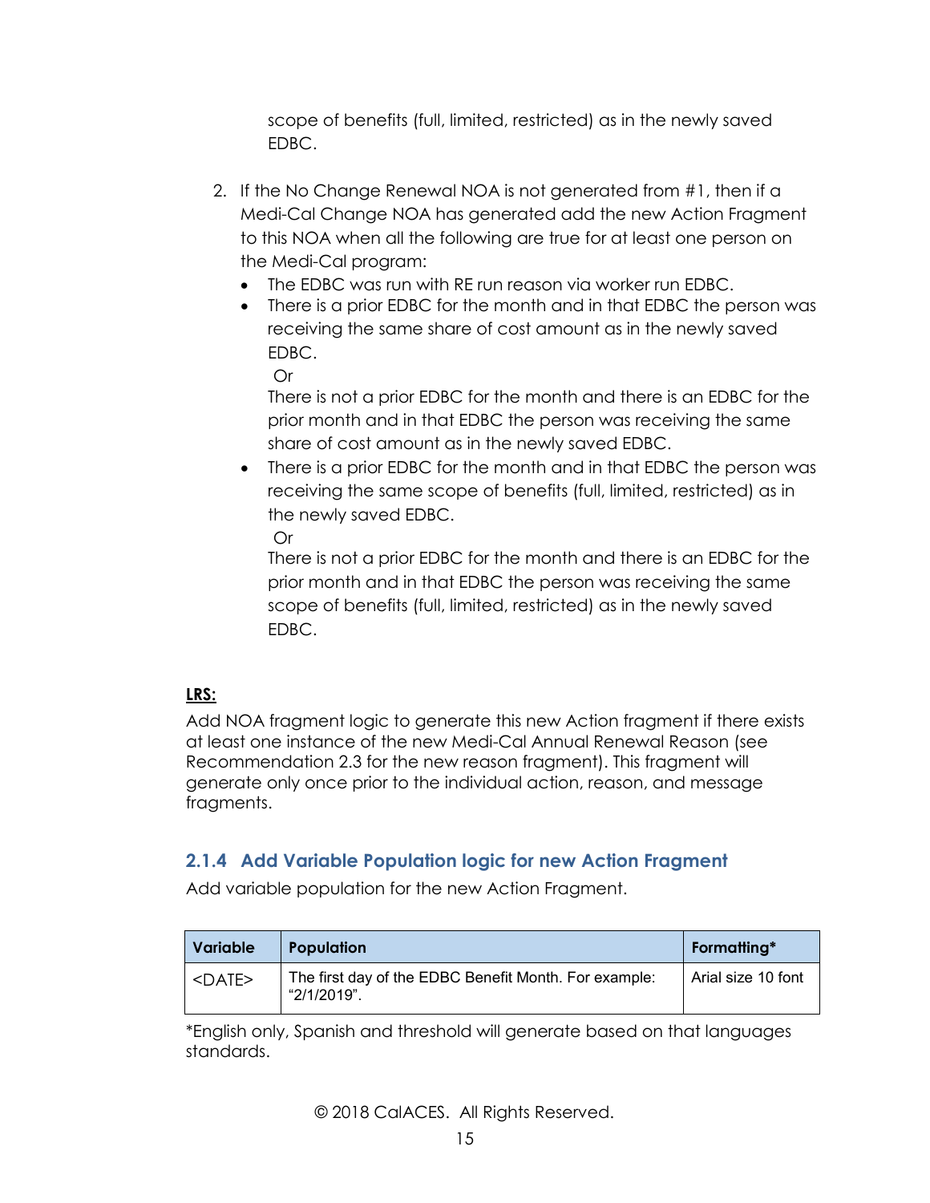scope of benefits (full, limited, restricted) as in the newly saved EDBC.

2. If the No Change Renewal NOA is not generated from #1, then if a Medi-Cal Change NOA has generated add the new Action Fragment to this NOA when all the following are true for at least one person on the Medi-Cal program:
   - The EDBC was run with RE run reason via worker run EDBC.
   - There is a prior EDBC for the month and in that EDBC the person was receiving the same share of cost amount as in the newly saved EDBC.
     
     Or
     
     There is not a prior EDBC for the month and there is an EDBC for the prior month and in that EDBC the person was receiving the same share of cost amount as in the newly saved EDBC.
   - There is a prior EDBC for the month and in that EDBC the person was receiving the same scope of benefits (full, limited, restricted) as in the newly saved EDBC.
     
     Or
     
     There is not a prior EDBC for the month and there is an EDBC for the prior month and in that EDBC the person was receiving the same scope of benefits (full, limited, restricted) as in the newly saved EDBC.

**LRS:**

Add NOA fragment logic to generate this new Action fragment if there exists at least one instance of the new Medi-Cal Annual Renewal Reason (see Recommendation 2.3 for the new reason fragment). This fragment will generate only once prior to the individual action, reason, and message fragments.

### 2.1.4 Add Variable Population logic for new Action Fragment

Add variable population for the new Action Fragment.

| Variable | Population | Formatting* |
|---|---|---|
| <DATE> | The first day of the EDBC Benefit Month. For example: "2/1/2019". | Arial size 10 font |

*English only, Spanish and threshold will generate based on that languages standards.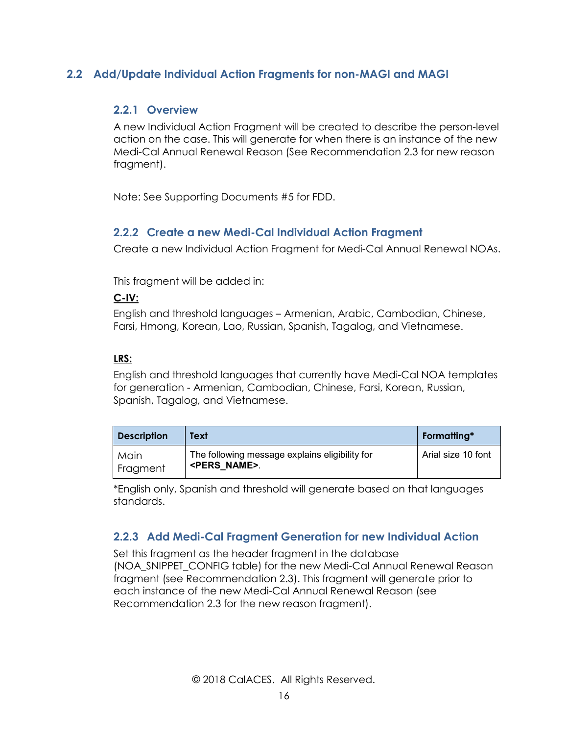## 2.2 Add/Update Individual Action Fragments for non-MAGI and MAGI

### 2.2.1 Overview

A new Individual Action Fragment will be created to describe the person-level action on the case. This will generate for when there is an instance of the new Medi-Cal Annual Renewal Reason (See Recommendation 2.3 for new reason fragment).

Note: See Supporting Documents #5 for FDD.

### 2.2.2 Create a new Medi-Cal Individual Action Fragment

Create a new Individual Action Fragment for Medi-Cal Annual Renewal NOAs.

This fragment will be added in:

**C-IV:**

English and threshold languages – Armenian, Arabic, Cambodian, Chinese, Farsi, Hmong, Korean, Lao, Russian, Spanish, Tagalog, and Vietnamese.

**LRS:**

English and threshold languages that currently have Medi-Cal NOA templates for generation - Armenian, Cambodian, Chinese, Farsi, Korean, Russian, Spanish, Tagalog, and Vietnamese.

| Description | Text | Formatting* |
|---|---|---|
| Main Fragment | The following message explains eligibility for **<PERS_NAME>**. | Arial size 10 font |

*English only, Spanish and threshold will generate based on that languages standards.

### 2.2.3 Add Medi-Cal Fragment Generation for new Individual Action

Set this fragment as the header fragment in the database (NOA_SNIPPET_CONFIG table) for the new Medi-Cal Annual Renewal Reason fragment (see Recommendation 2.3). This fragment will generate prior to each instance of the new Medi-Cal Annual Renewal Reason (see Recommendation 2.3 for the new reason fragment).

© 2018 CalACES. All Rights Reserved.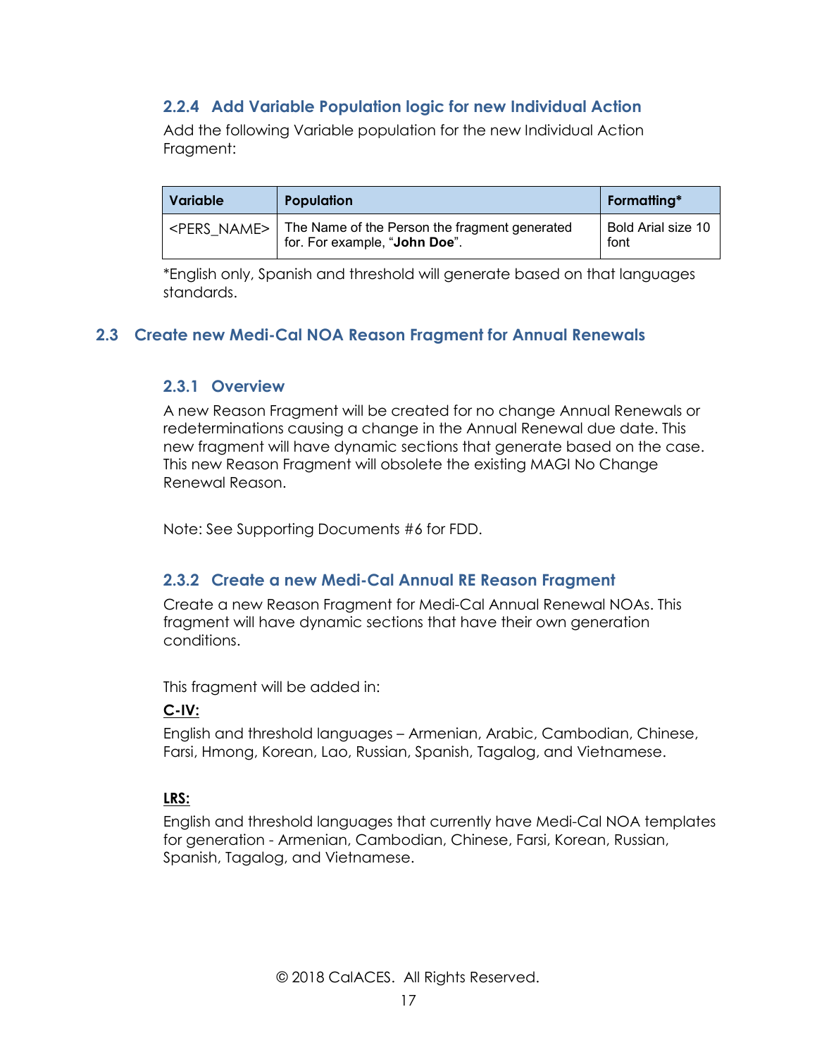### 2.2.4 Add Variable Population logic for new Individual Action

Add the following Variable population for the new Individual Action Fragment:

| Variable | Population | Formatting* |
|---|---|---|
| <PERS_NAME> | The Name of the Person the fragment generated for. For example, "**John Doe**". | Bold Arial size 10 font |

*English only, Spanish and threshold will generate based on that languages standards.

## 2.3 Create new Medi-Cal NOA Reason Fragment for Annual Renewals

### 2.3.1 Overview

A new Reason Fragment will be created for no change Annual Renewals or redeterminations causing a change in the Annual Renewal due date. This new fragment will have dynamic sections that generate based on the case. This new Reason Fragment will obsolete the existing MAGI No Change Renewal Reason.

Note: See Supporting Documents #6 for FDD.

### 2.3.2 Create a new Medi-Cal Annual RE Reason Fragment

Create a new Reason Fragment for Medi-Cal Annual Renewal NOAs. This fragment will have dynamic sections that have their own generation conditions.

This fragment will be added in:

**C-IV:**

English and threshold languages – Armenian, Arabic, Cambodian, Chinese, Farsi, Hmong, Korean, Lao, Russian, Spanish, Tagalog, and Vietnamese.

**LRS:**

English and threshold languages that currently have Medi-Cal NOA templates for generation - Armenian, Cambodian, Chinese, Farsi, Korean, Russian, Spanish, Tagalog, and Vietnamese.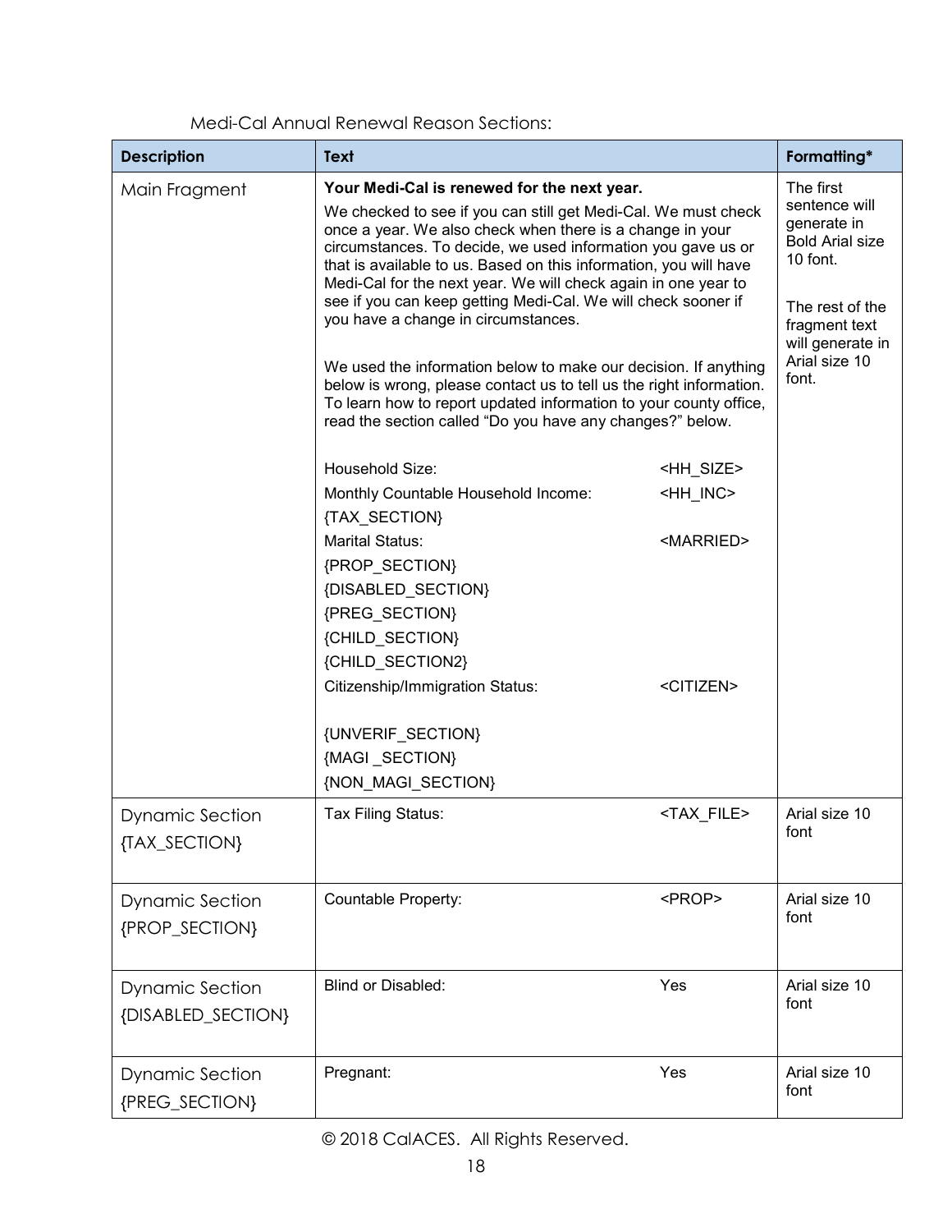Medi-Cal Annual Renewal Reason Sections:

| Description | Text | Formatting* |
|---|---|---|
| Main Fragment | **Your Medi-Cal is renewed for the next year.**<br>We checked to see if you can still get Medi-Cal. We must check once a year. We also check when there is a change in your circumstances. To decide, we used information you gave us or that is available to us. Based on this information, you will have Medi-Cal for the next year. We will check again in one year to see if you can keep getting Medi-Cal. We will check sooner if you have a change in circumstances.<br><br>We used the information below to make our decision. If anything below is wrong, please contact us to tell us the right information. To learn how to report updated information to your county office, read the section called "Do you have any changes?" below.<br><br>Household Size: <HH_SIZE><br>Monthly Countable Household Income: <HH_INC><br>{TAX_SECTION}<br>Marital Status: <MARRIED><br>{PROP_SECTION}<br>{DISABLED_SECTION}<br>{PREG_SECTION}<br>{CHILD_SECTION}<br>{CHILD_SECTION2}<br>Citizenship/Immigration Status: <CITIZEN><br><br>{UNVERIF_SECTION}<br>{MAGI _SECTION}<br>{NON_MAGI_SECTION} | The first sentence will generate in Bold Arial size 10 font.<br><br>The rest of the fragment text will generate in Arial size 10 font. |
| Dynamic Section {TAX_SECTION} | Tax Filing Status: <TAX_FILE> | Arial size 10 font |
| Dynamic Section {PROP_SECTION} | Countable Property: <PROP> | Arial size 10 font |
| Dynamic Section {DISABLED_SECTION} | Blind or Disabled: Yes | Arial size 10 font |
| Dynamic Section {PREG_SECTION} | Pregnant: Yes | Arial size 10 font |

© 2018 CalACES. All Rights Reserved.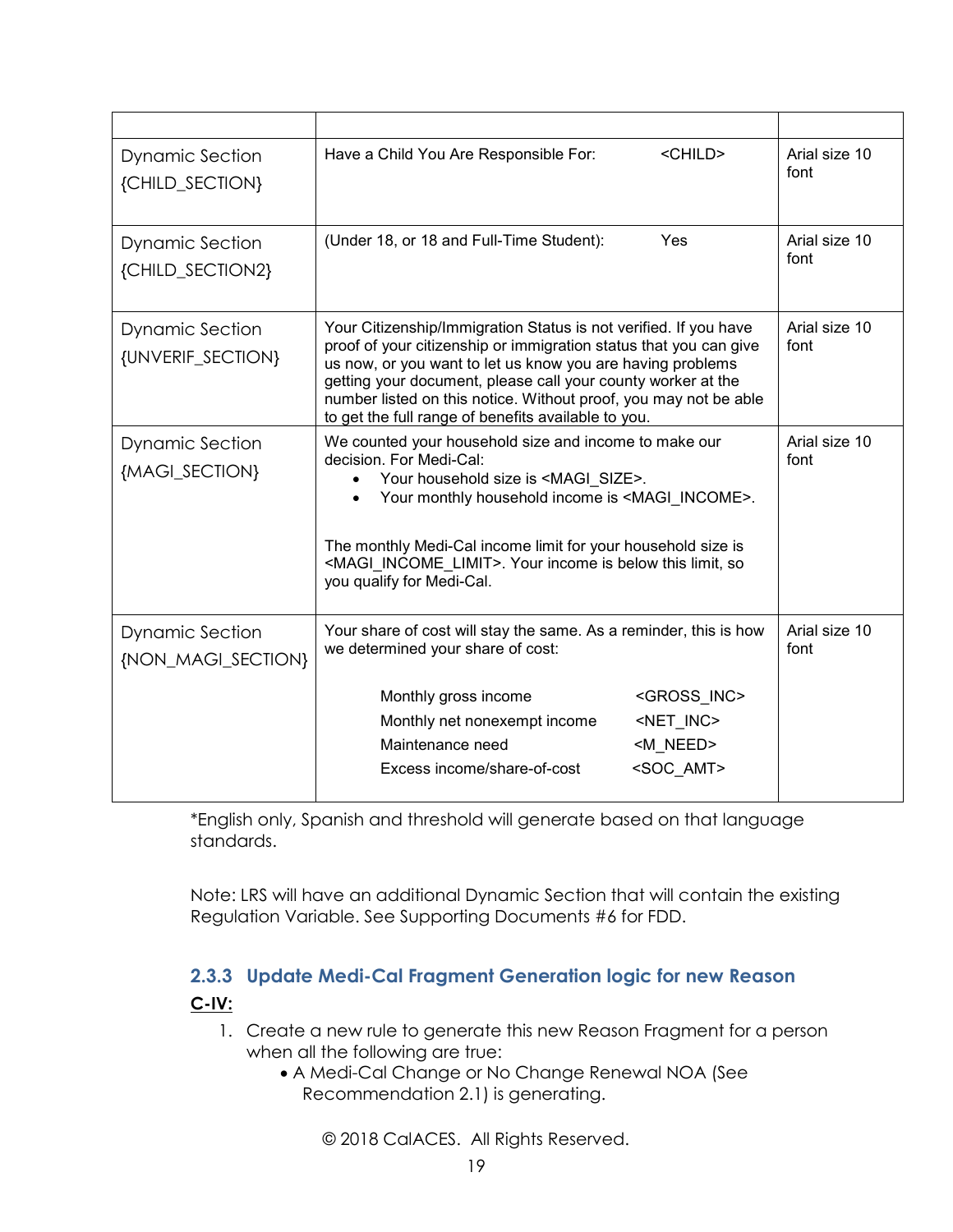| | | |
|---|---|---|
| Dynamic Section {CHILD_SECTION} | Have a Child You Are Responsible For: <CHILD> | Arial size 10 font |
| Dynamic Section {CHILD_SECTION2} | (Under 18, or 18 and Full-Time Student): Yes | Arial size 10 font |
| Dynamic Section {UNVERIF_SECTION} | Your Citizenship/Immigration Status is not verified. If you have proof of your citizenship or immigration status that you can give us now, or you want to let us know you are having problems getting your document, please call your county worker at the number listed on this notice. Without proof, you may not be able to get the full range of benefits available to you. | Arial size 10 font |
| Dynamic Section {MAGI_SECTION} | We counted your household size and income to make our decision. For Medi-Cal:<br>• Your household size is <MAGI_SIZE>.<br>• Your monthly household income is <MAGI_INCOME>.<br><br>The monthly Medi-Cal income limit for your household size is <MAGI_INCOME_LIMIT>. Your income is below this limit, so you qualify for Medi-Cal. | Arial size 10 font |
| Dynamic Section {NON_MAGI_SECTION} | Your share of cost will stay the same. As a reminder, this is how we determined your share of cost:<br><br>Monthly gross income <GROSS_INC><br>Monthly net nonexempt income <NET_INC><br>Maintenance need <M_NEED><br>Excess income/share-of-cost <SOC_AMT> | Arial size 10 font |

*English only, Spanish and threshold will generate based on that language standards.

Note: LRS will have an additional Dynamic Section that will contain the existing Regulation Variable. See Supporting Documents #6 for FDD.

### 2.3.3 Update Medi-Cal Fragment Generation logic for new Reason

**C-IV:**

1. Create a new rule to generate this new Reason Fragment for a person when all the following are true:
   - A Medi-Cal Change or No Change Renewal NOA (See Recommendation 2.1) is generating.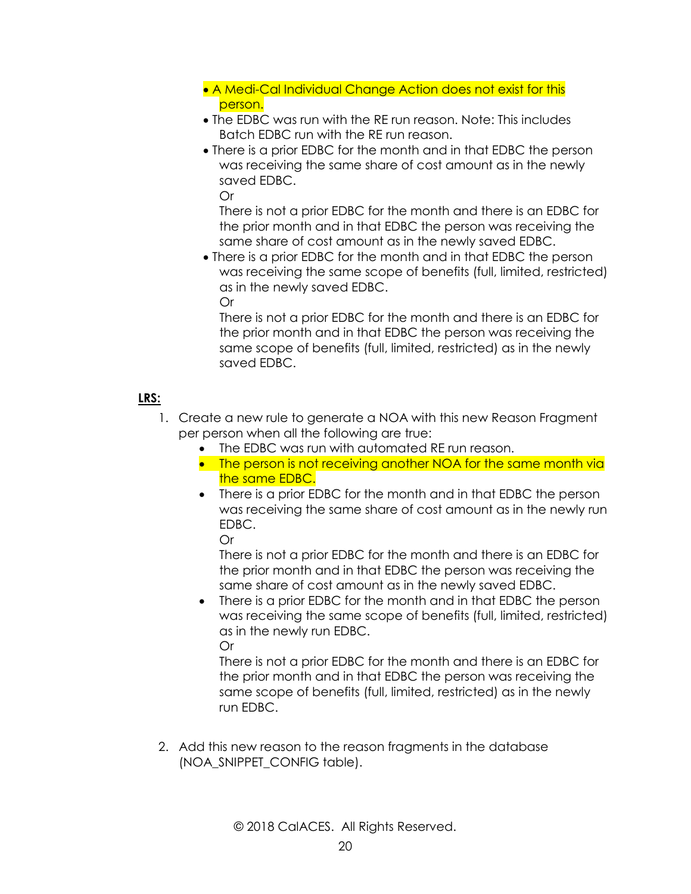- A Medi-Cal Individual Change Action does not exist for this person.
- The EDBC was run with the RE run reason. Note: This includes Batch EDBC run with the RE run reason.
- There is a prior EDBC for the month and in that EDBC the person was receiving the same share of cost amount as in the newly saved EDBC.
  Or
  There is not a prior EDBC for the month and there is an EDBC for the prior month and in that EDBC the person was receiving the same share of cost amount as in the newly saved EDBC.
- There is a prior EDBC for the month and in that EDBC the person was receiving the same scope of benefits (full, limited, restricted) as in the newly saved EDBC.
  Or
  There is not a prior EDBC for the month and there is an EDBC for the prior month and in that EDBC the person was receiving the same scope of benefits (full, limited, restricted) as in the newly saved EDBC.

**LRS:**

1. Create a new rule to generate a NOA with this new Reason Fragment per person when all the following are true:
   - The EDBC was run with automated RE run reason.
   - The person is not receiving another NOA for the same month via the same EDBC.
   - There is a prior EDBC for the month and in that EDBC the person was receiving the same share of cost amount as in the newly run EDBC.
     Or
     There is not a prior EDBC for the month and there is an EDBC for the prior month and in that EDBC the person was receiving the same share of cost amount as in the newly saved EDBC.
   - There is a prior EDBC for the month and in that EDBC the person was receiving the same scope of benefits (full, limited, restricted) as in the newly run EDBC.
     Or
     There is not a prior EDBC for the month and there is an EDBC for the prior month and in that EDBC the person was receiving the same scope of benefits (full, limited, restricted) as in the newly run EDBC.

2. Add this new reason to the reason fragments in the database (NOA_SNIPPET_CONFIG table).

© 2018 CalACES. All Rights Reserved.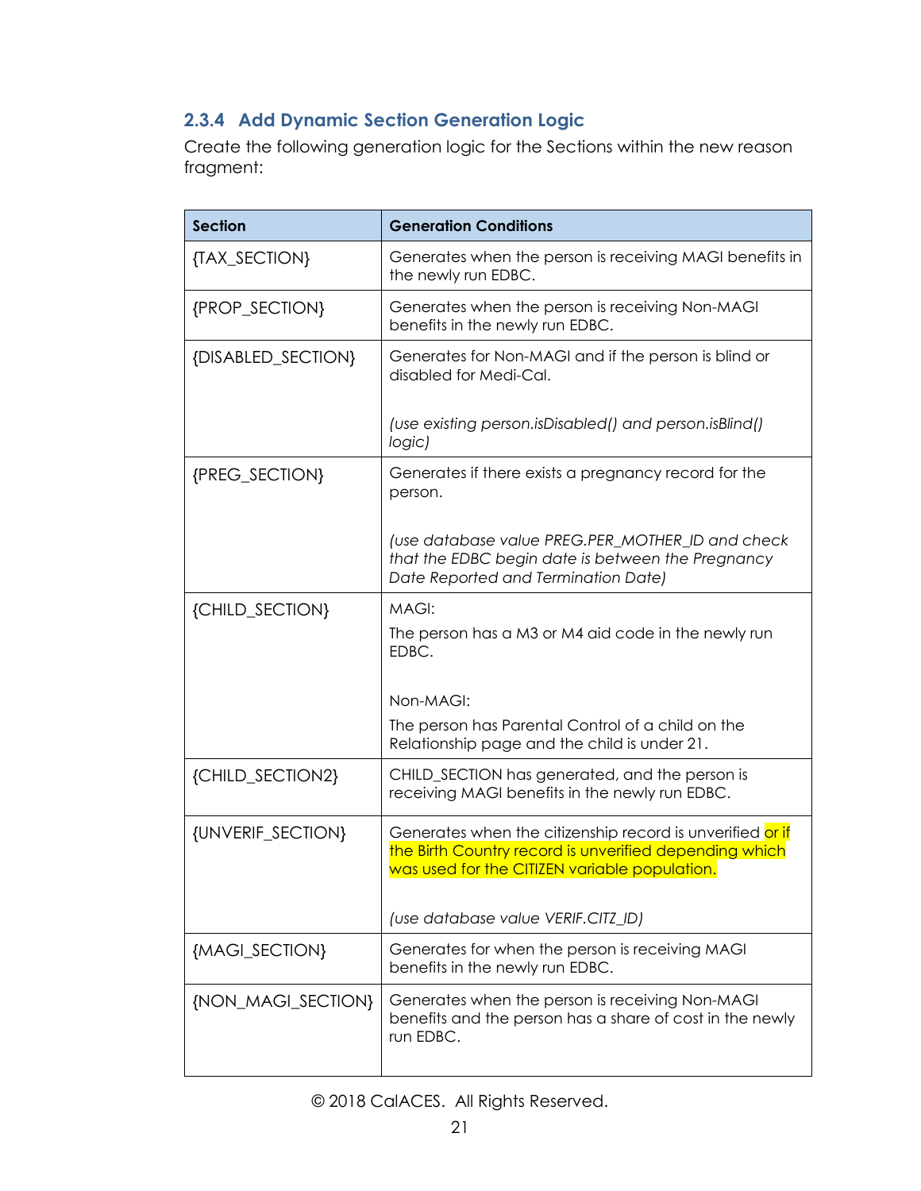### 2.3.4 Add Dynamic Section Generation Logic

Create the following generation logic for the Sections within the new reason fragment:

| Section | Generation Conditions |
|---|---|
| {TAX_SECTION} | Generates when the person is receiving MAGI benefits in the newly run EDBC. |
| {PROP_SECTION} | Generates when the person is receiving Non-MAGI benefits in the newly run EDBC. |
| {DISABLED_SECTION} | Generates for Non-MAGI and if the person is blind or disabled for Medi-Cal.<br><br>*(use existing person.isDisabled() and person.isBlind() logic)* |
| {PREG_SECTION} | Generates if there exists a pregnancy record for the person.<br><br>*(use database value PREG.PER_MOTHER_ID and check that the EDBC begin date is between the Pregnancy Date Reported and Termination Date)* |
| {CHILD_SECTION} | MAGI:<br>The person has a M3 or M4 aid code in the newly run EDBC.<br><br>Non-MAGI:<br>The person has Parental Control of a child on the Relationship page and the child is under 21. |
| {CHILD_SECTION2} | CHILD_SECTION has generated, and the person is receiving MAGI benefits in the newly run EDBC. |
| {UNVERIF_SECTION} | Generates when the citizenship record is unverified or if the Birth Country record is unverified depending which was used for the CITIZEN variable population.<br><br>*(use database value VERIF.CITZ_ID)* |
| {MAGI_SECTION} | Generates for when the person is receiving MAGI benefits in the newly run EDBC. |
| {NON_MAGI_SECTION} | Generates when the person is receiving Non-MAGI benefits and the person has a share of cost in the newly run EDBC. |

© 2018 CalACES. All Rights Reserved.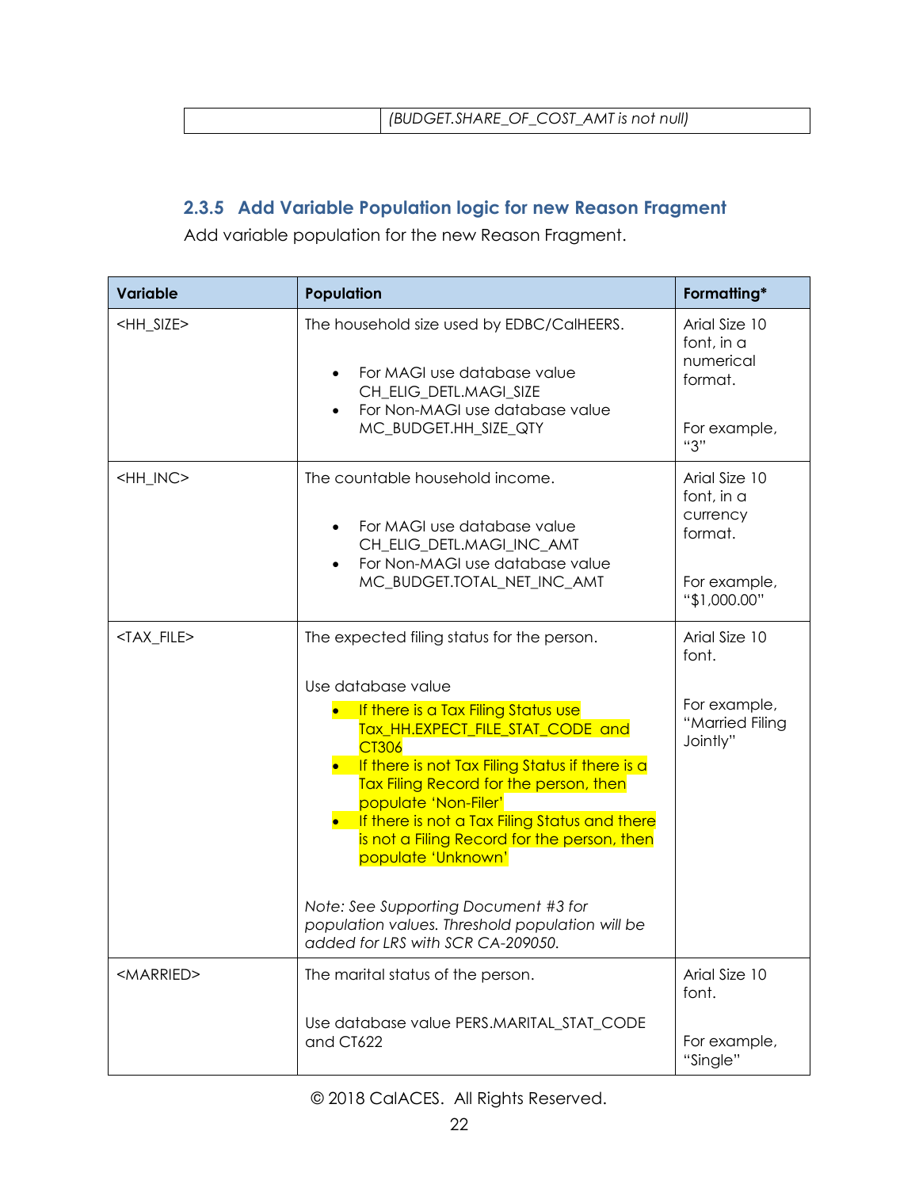| | *(BUDGET.SHARE_OF_COST_AMT is not null)* |
|---|---|

### 2.3.5 Add Variable Population logic for new Reason Fragment

Add variable population for the new Reason Fragment.

| Variable | Population | Formatting* |
|---|---|---|
| <HH_SIZE> | The household size used by EDBC/CalHEERS.<br><br>• For MAGI use database value CH_ELIG_DETL.MAGI_SIZE<br>• For Non-MAGI use database value MC_BUDGET.HH_SIZE_QTY | Arial Size 10 font, in a numerical format.<br><br>For example, "3" |
| <HH_INC> | The countable household income.<br><br>• For MAGI use database value CH_ELIG_DETL.MAGI_INC_AMT<br>• For Non-MAGI use database value MC_BUDGET.TOTAL_NET_INC_AMT | Arial Size 10 font, in a currency format.<br><br>For example, "$1,000.00" |
| <TAX_FILE> | The expected filing status for the person.<br><br>Use database value<br>• If there is a Tax Filing Status use Tax_HH.EXPECT_FILE_STAT_CODE and CT306<br>• If there is not Tax Filing Status if there is a Tax Filing Record for the person, then populate 'Non-Filer'<br>• If there is not a Tax Filing Status and there is not a Filing Record for the person, then populate 'Unknown'<br><br>*Note: See Supporting Document #3 for population values. Threshold population will be added for LRS with SCR CA-209050.* | Arial Size 10 font.<br><br>For example, "Married Filing Jointly" |
| <MARRIED> | The marital status of the person.<br><br>Use database value PERS.MARITAL_STAT_CODE and CT622 | Arial Size 10 font.<br><br>For example, "Single" |

© 2018 CalACES. All Rights Reserved.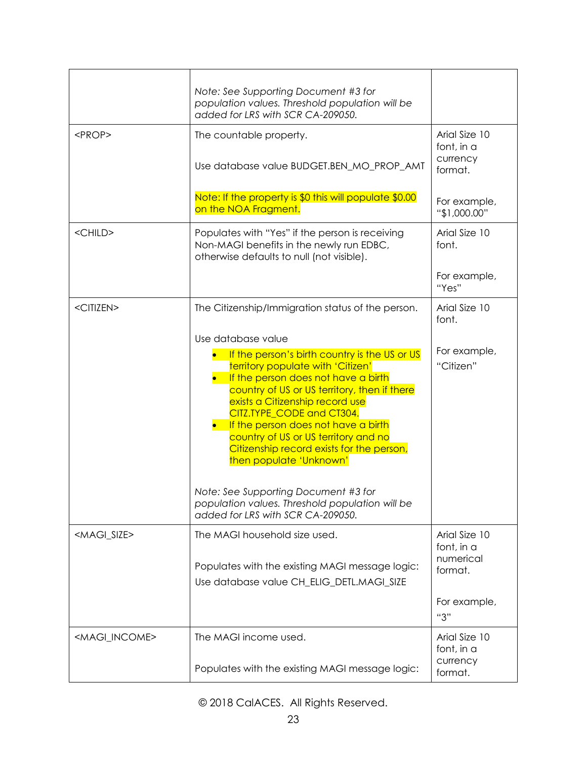| | | |
|---|---|---|
| | *Note: See Supporting Document #3 for population values. Threshold population will be added for LRS with SCR CA-209050.* | |
| <PROP> | The countable property.<br><br>Use database value BUDGET.BEN_MO_PROP_AMT<br><br>Note: If the property is $0 this will populate $0.00 on the NOA Fragment. | Arial Size 10 font, in a currency format.<br><br>For example, "$1,000.00" |
| <CHILD> | Populates with "Yes" if the person is receiving Non-MAGI benefits in the newly run EDBC, otherwise defaults to null (not visible). | Arial Size 10 font.<br><br>For example, "Yes" |
| <CITIZEN> | The Citizenship/Immigration status of the person.<br><br>Use database value<br>• If the person's birth country is the US or US territory populate with 'Citizen'<br>• If the person does not have a birth country of US or US territory, then if there exists a Citizenship record use CITZ.TYPE_CODE and CT304.<br>• If the person does not have a birth country of US or US territory and no Citizenship record exists for the person, then populate 'Unknown'<br><br>*Note: See Supporting Document #3 for population values. Threshold population will be added for LRS with SCR CA-209050.* | Arial Size 10 font.<br><br>For example, "Citizen" |
| <MAGI_SIZE> | The MAGI household size used.<br><br>Populates with the existing MAGI message logic:<br>Use database value CH_ELIG_DETL.MAGI_SIZE | Arial Size 10 font, in a numerical format.<br><br>For example, "3" |
| <MAGI_INCOME> | The MAGI income used.<br><br>Populates with the existing MAGI message logic: | Arial Size 10 font, in a currency format. |

© 2018 CalACES. All Rights Reserved.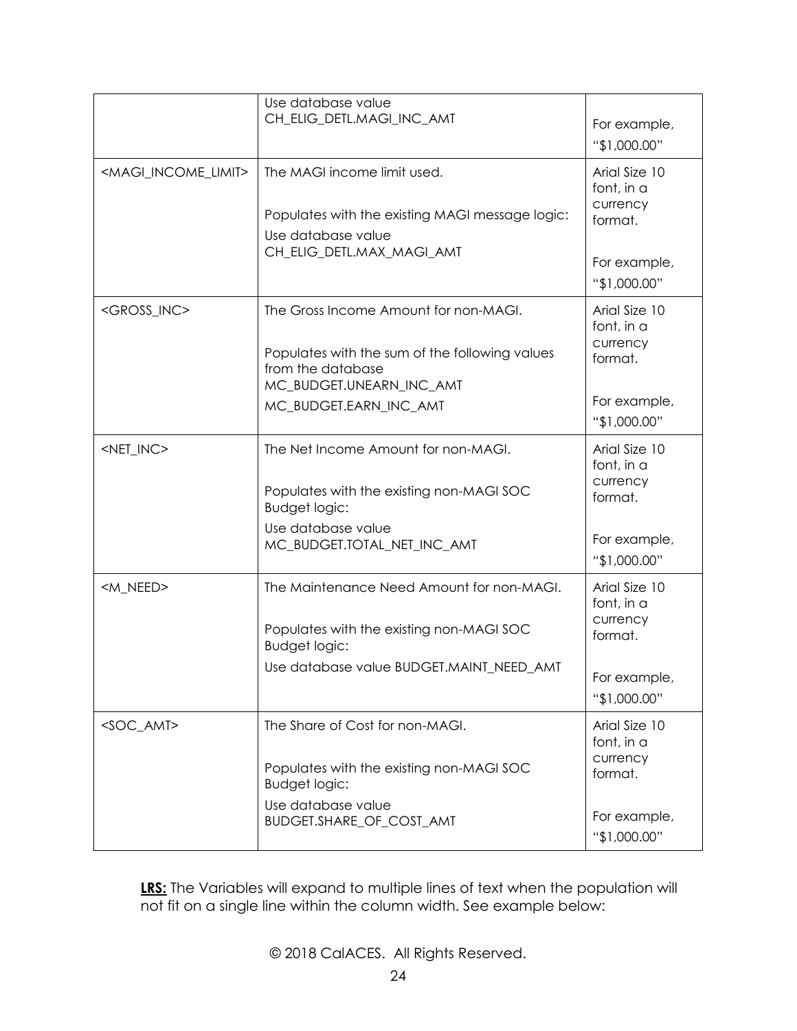| | | |
|---|---|---|
| | Use database value CH_ELIG_DETL.MAGI_INC_AMT | For example, "$1,000.00" |
| <MAGI_INCOME_LIMIT> | The MAGI income limit used.<br><br>Populates with the existing MAGI message logic:<br>Use database value CH_ELIG_DETL.MAX_MAGI_AMT | Arial Size 10 font, in a currency format.<br><br>For example, "$1,000.00" |
| <GROSS_INC> | The Gross Income Amount for non-MAGI.<br><br>Populates with the sum of the following values from the database<br>MC_BUDGET.UNEARN_INC_AMT<br>MC_BUDGET.EARN_INC_AMT | Arial Size 10 font, in a currency format.<br><br>For example, "$1,000.00" |
| <NET_INC> | The Net Income Amount for non-MAGI.<br><br>Populates with the existing non-MAGI SOC Budget logic:<br>Use database value MC_BUDGET.TOTAL_NET_INC_AMT | Arial Size 10 font, in a currency format.<br><br>For example, "$1,000.00" |
| <M_NEED> | The Maintenance Need Amount for non-MAGI.<br><br>Populates with the existing non-MAGI SOC Budget logic:<br>Use database value BUDGET.MAINT_NEED_AMT | Arial Size 10 font, in a currency format.<br><br>For example, "$1,000.00" |
| <SOC_AMT> | The Share of Cost for non-MAGI.<br><br>Populates with the existing non-MAGI SOC Budget logic:<br>Use database value BUDGET.SHARE_OF_COST_AMT | Arial Size 10 font, in a currency format.<br><br>For example, "$1,000.00" |

**LRS:** The Variables will expand to multiple lines of text when the population will not fit on a single line within the column width. See example below:

© 2018 CalACES. All Rights Reserved.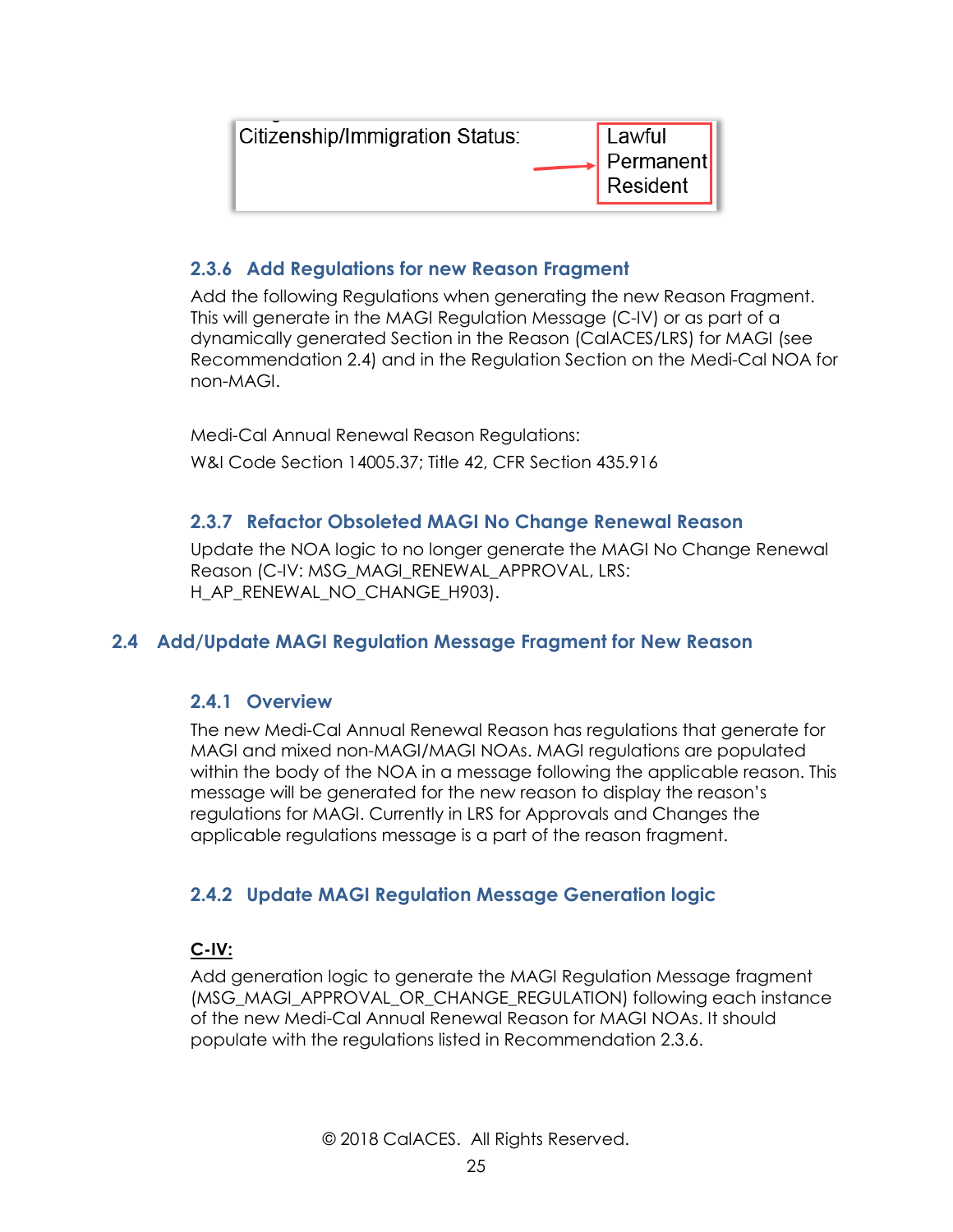| Citizenship/Immigration Status: | Lawful Permanent Resident |
|---|---|

### 2.3.6 Add Regulations for new Reason Fragment

Add the following Regulations when generating the new Reason Fragment. This will generate in the MAGI Regulation Message (C-IV) or as part of a dynamically generated Section in the Reason (CalACES/LRS) for MAGI (see Recommendation 2.4) and in the Regulation Section on the Medi-Cal NOA for non-MAGI.

Medi-Cal Annual Renewal Reason Regulations:

W&I Code Section 14005.37; Title 42, CFR Section 435.916

### 2.3.7 Refactor Obsoleted MAGI No Change Renewal Reason

Update the NOA logic to no longer generate the MAGI No Change Renewal Reason (C-IV: MSG_MAGI_RENEWAL_APPROVAL, LRS: H_AP_RENEWAL_NO_CHANGE_H903).

## 2.4 Add/Update MAGI Regulation Message Fragment for New Reason

### 2.4.1 Overview

The new Medi-Cal Annual Renewal Reason has regulations that generate for MAGI and mixed non-MAGI/MAGI NOAs. MAGI regulations are populated within the body of the NOA in a message following the applicable reason. This message will be generated for the new reason to display the reason's regulations for MAGI. Currently in LRS for Approvals and Changes the applicable regulations message is a part of the reason fragment.

### 2.4.2 Update MAGI Regulation Message Generation logic

**C-IV:**

Add generation logic to generate the MAGI Regulation Message fragment (MSG_MAGI_APPROVAL_OR_CHANGE_REGULATION) following each instance of the new Medi-Cal Annual Renewal Reason for MAGI NOAs. It should populate with the regulations listed in Recommendation 2.3.6.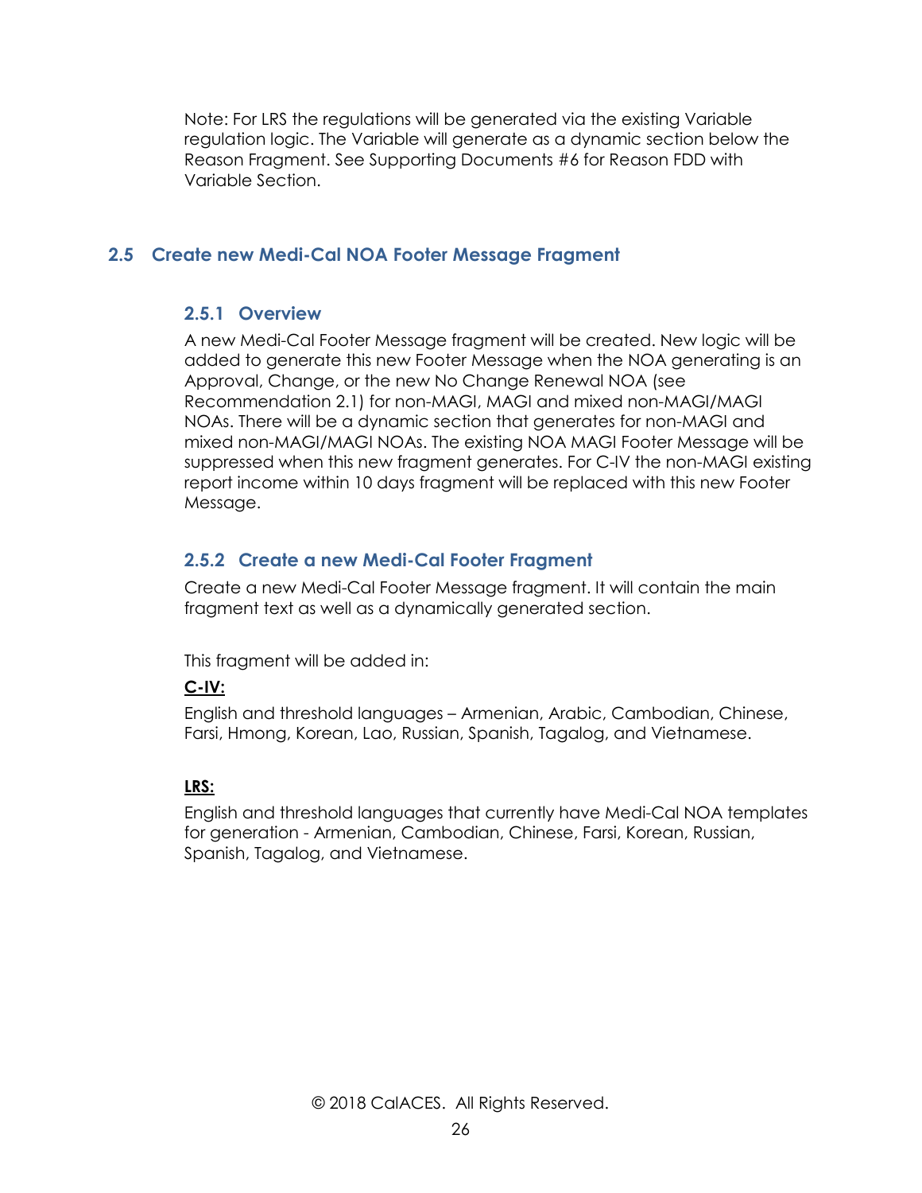Note: For LRS the regulations will be generated via the existing Variable regulation logic. The Variable will generate as a dynamic section below the Reason Fragment. See Supporting Documents #6 for Reason FDD with Variable Section.

## 2.5 Create new Medi-Cal NOA Footer Message Fragment

### 2.5.1 Overview

A new Medi-Cal Footer Message fragment will be created. New logic will be added to generate this new Footer Message when the NOA generating is an Approval, Change, or the new No Change Renewal NOA (see Recommendation 2.1) for non-MAGI, MAGI and mixed non-MAGI/MAGI NOAs. There will be a dynamic section that generates for non-MAGI and mixed non-MAGI/MAGI NOAs. The existing NOA MAGI Footer Message will be suppressed when this new fragment generates. For C-IV the non-MAGI existing report income within 10 days fragment will be replaced with this new Footer Message.

### 2.5.2 Create a new Medi-Cal Footer Fragment

Create a new Medi-Cal Footer Message fragment. It will contain the main fragment text as well as a dynamically generated section.

This fragment will be added in:

**C-IV:**

English and threshold languages – Armenian, Arabic, Cambodian, Chinese, Farsi, Hmong, Korean, Lao, Russian, Spanish, Tagalog, and Vietnamese.

**LRS:**

English and threshold languages that currently have Medi-Cal NOA templates for generation - Armenian, Cambodian, Chinese, Farsi, Korean, Russian, Spanish, Tagalog, and Vietnamese.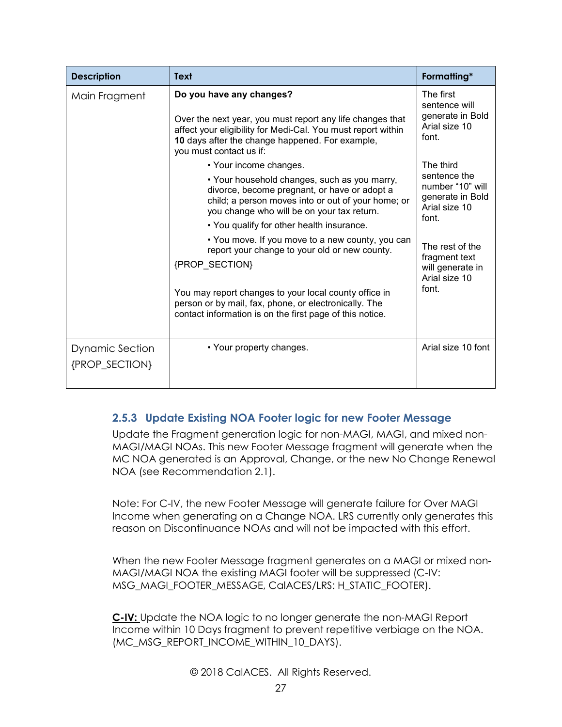| Description | Text | Formatting* |
|---|---|---|
| Main Fragment | **Do you have any changes?**<br><br>Over the next year, you must report any life changes that affect your eligibility for Medi-Cal. You must report within **10** days after the change happened. For example, you must contact us if:<br>• Your income changes.<br>• Your household changes, such as you marry, divorce, become pregnant, or have or adopt a child; a person moves into or out of your home; or you change who will be on your tax return.<br>• You qualify for other health insurance.<br>• You move. If you move to a new county, you can report your change to your old or new county.<br>{PROP_SECTION}<br><br>You may report changes to your local county office in person or by mail, fax, phone, or electronically. The contact information is on the first page of this notice. | The first sentence will generate in Bold Arial size 10 font.<br><br>The third sentence the number "10" will generate in Bold Arial size 10 font.<br><br>The rest of the fragment text will generate in Arial size 10 font. |
| Dynamic Section {PROP_SECTION} | • Your property changes. | Arial size 10 font |

### 2.5.3 Update Existing NOA Footer logic for new Footer Message

Update the Fragment generation logic for non-MAGI, MAGI, and mixed non-MAGI/MAGI NOAs. This new Footer Message fragment will generate when the MC NOA generated is an Approval, Change, or the new No Change Renewal NOA (see Recommendation 2.1).

Note: For C-IV, the new Footer Message will generate failure for Over MAGI Income when generating on a Change NOA. LRS currently only generates this reason on Discontinuance NOAs and will not be impacted with this effort.

When the new Footer Message fragment generates on a MAGI or mixed non-MAGI/MAGI NOA the existing MAGI footer will be suppressed (C-IV: MSG_MAGI_FOOTER_MESSAGE, CalACES/LRS: H_STATIC_FOOTER).

**C-IV:** Update the NOA logic to no longer generate the non-MAGI Report Income within 10 Days fragment to prevent repetitive verbiage on the NOA. (MC_MSG_REPORT_INCOME_WITHIN_10_DAYS).

© 2018 CalACES. All Rights Reserved.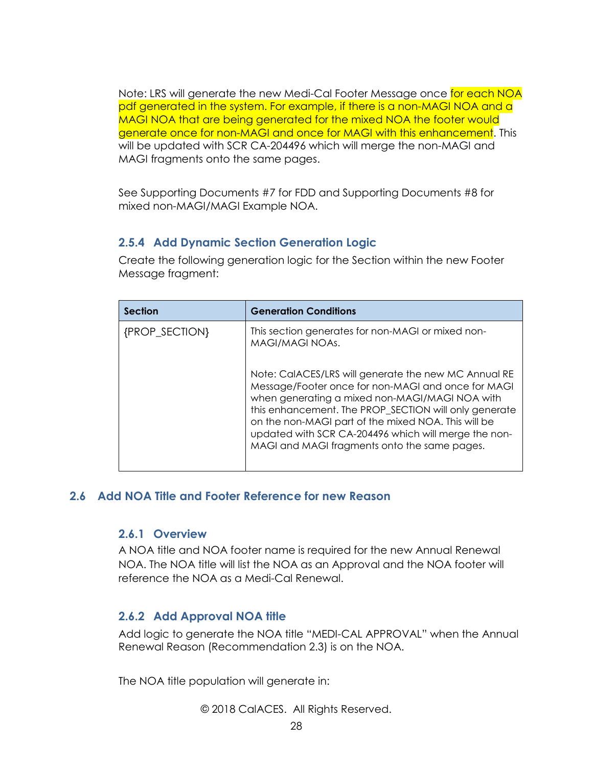Note: LRS will generate the new Medi-Cal Footer Message once for each NOA pdf generated in the system. For example, if there is a non-MAGI NOA and a MAGI NOA that are being generated for the mixed NOA the footer would generate once for non-MAGI and once for MAGI with this enhancement. This will be updated with SCR CA-204496 which will merge the non-MAGI and MAGI fragments onto the same pages.

See Supporting Documents #7 for FDD and Supporting Documents #8 for mixed non-MAGI/MAGI Example NOA.

### 2.5.4 Add Dynamic Section Generation Logic

Create the following generation logic for the Section within the new Footer Message fragment:

| Section | Generation Conditions |
|---|---|
| {PROP_SECTION} | This section generates for non-MAGI or mixed non-MAGI/MAGI NOAs.<br><br>Note: CalACES/LRS will generate the new MC Annual RE Message/Footer once for non-MAGI and once for MAGI when generating a mixed non-MAGI/MAGI NOA with this enhancement. The PROP_SECTION will only generate on the non-MAGI part of the mixed NOA. This will be updated with SCR CA-204496 which will merge the non-MAGI and MAGI fragments onto the same pages. |

## 2.6 Add NOA Title and Footer Reference for new Reason

### 2.6.1 Overview

A NOA title and NOA footer name is required for the new Annual Renewal NOA. The NOA title will list the NOA as an Approval and the NOA footer will reference the NOA as a Medi-Cal Renewal.

### 2.6.2 Add Approval NOA title

Add logic to generate the NOA title "MEDI-CAL APPROVAL" when the Annual Renewal Reason (Recommendation 2.3) is on the NOA.

The NOA title population will generate in:

© 2018 CalACES. All Rights Reserved.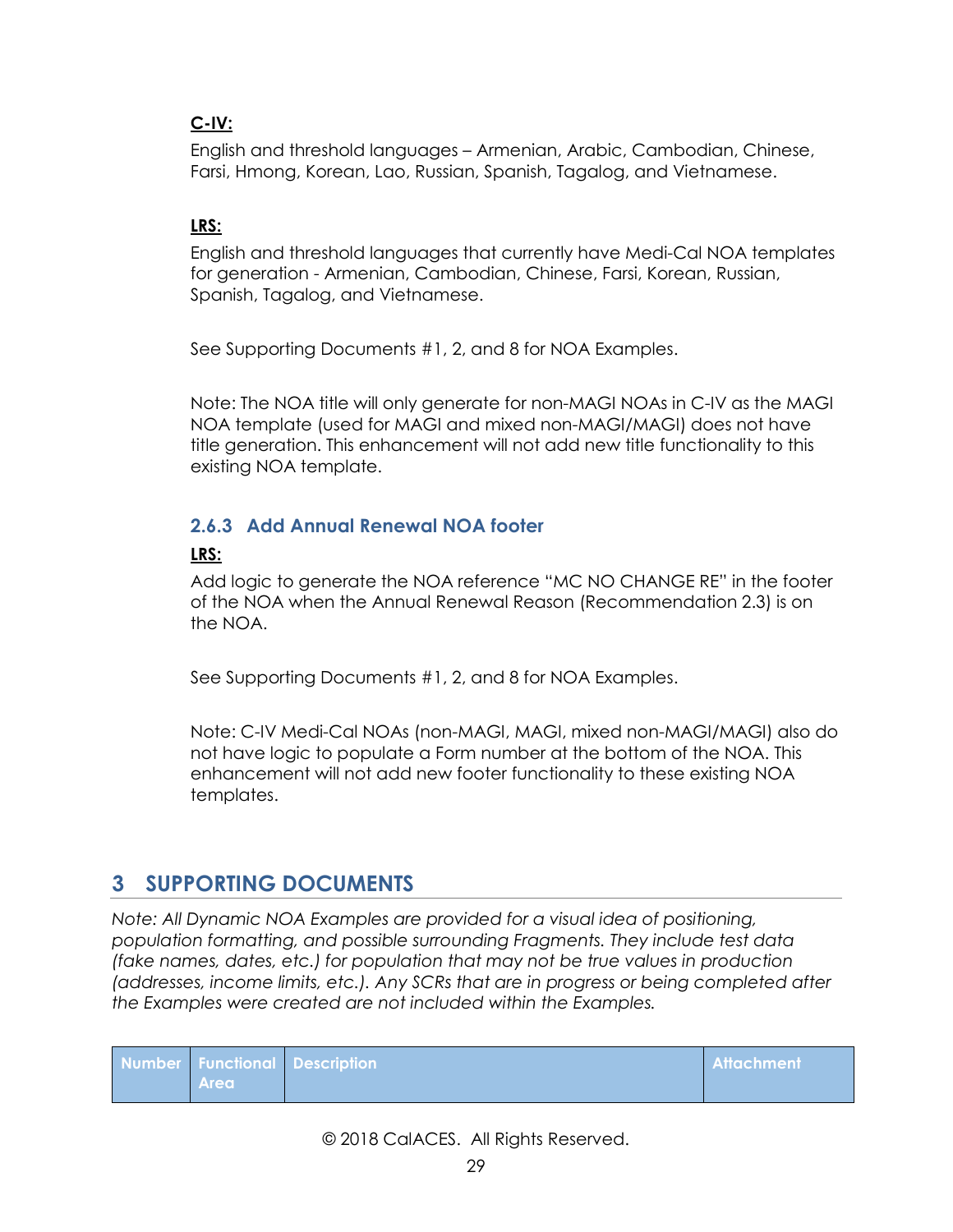**C-IV:**

English and threshold languages – Armenian, Arabic, Cambodian, Chinese, Farsi, Hmong, Korean, Lao, Russian, Spanish, Tagalog, and Vietnamese.

**LRS:**

English and threshold languages that currently have Medi-Cal NOA templates for generation - Armenian, Cambodian, Chinese, Farsi, Korean, Russian, Spanish, Tagalog, and Vietnamese.

See Supporting Documents #1, 2, and 8 for NOA Examples.

Note: The NOA title will only generate for non-MAGI NOAs in C-IV as the MAGI NOA template (used for MAGI and mixed non-MAGI/MAGI) does not have title generation. This enhancement will not add new title functionality to this existing NOA template.

### 2.6.3 Add Annual Renewal NOA footer

**LRS:**

Add logic to generate the NOA reference "MC NO CHANGE RE" in the footer of the NOA when the Annual Renewal Reason (Recommendation 2.3) is on the NOA.

See Supporting Documents #1, 2, and 8 for NOA Examples.

Note: C-IV Medi-Cal NOAs (non-MAGI, MAGI, mixed non-MAGI/MAGI) also do not have logic to populate a Form number at the bottom of the NOA. This enhancement will not add new footer functionality to these existing NOA templates.

# 3 SUPPORTING DOCUMENTS

*Note: All Dynamic NOA Examples are provided for a visual idea of positioning, population formatting, and possible surrounding Fragments. They include test data (fake names, dates, etc.) for population that may not be true values in production (addresses, income limits, etc.). Any SCRs that are in progress or being completed after the Examples were created are not included within the Examples.*

| Number | Functional Area | Description | Attachment |
|---|---|---|---|

© 2018 CalACES. All Rights Reserved.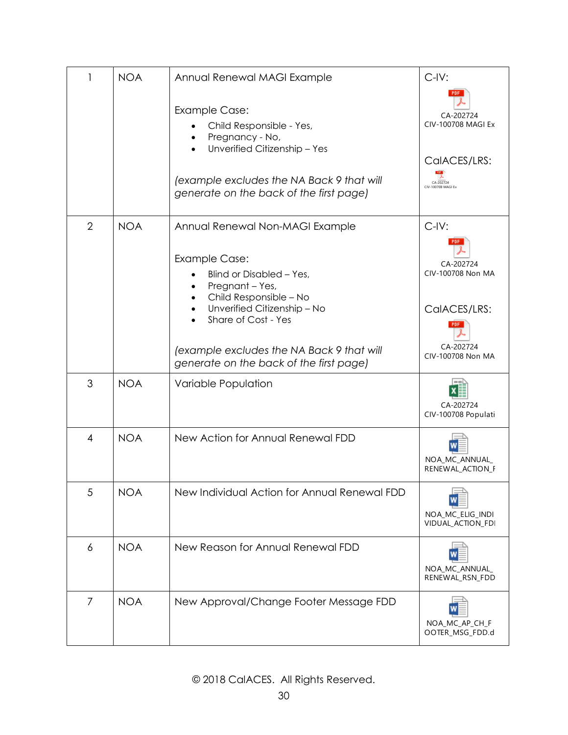| 1 | NOA | Annual Renewal MAGI Example<br><br>Example Case:<br>• Child Responsible - Yes,<br>• Pregnancy - No,<br>• Unverified Citizenship – Yes<br><br>*(example excludes the NA Back 9 that will generate on the back of the first page)* | C-IV:<br>CA-202724 CIV-100708 MAGI Ex<br><br>CalACES/LRS:<br>CA-202724 CIV-100708 MAGI Ex |
|---|---|---|---|
| 2 | NOA | Annual Renewal Non-MAGI Example<br><br>Example Case:<br>• Blind or Disabled – Yes,<br>• Pregnant – Yes,<br>• Child Responsible – No<br>• Unverified Citizenship – No<br>• Share of Cost - Yes<br><br>*(example excludes the NA Back 9 that will generate on the back of the first page)* | C-IV:<br>CA-202724 CIV-100708 Non MA<br><br>CalACES/LRS:<br>CA-202724 CIV-100708 Non MA |
| 3 | NOA | Variable Population | CA-202724 CIV-100708 Populati |
| 4 | NOA | New Action for Annual Renewal FDD | NOA_MC_ANNUAL_RENEWAL_ACTION_F |
| 5 | NOA | New Individual Action for Annual Renewal FDD | NOA_MC_ELIG_INDIVIDUAL_ACTION_FDI |
| 6 | NOA | New Reason for Annual Renewal FDD | NOA_MC_ANNUAL_RENEWAL_RSN_FDD |
| 7 | NOA | New Approval/Change Footer Message FDD | NOA_MC_AP_CH_FOOTER_MSG_FDD.d |

© 2018 CalACES. All Rights Reserved.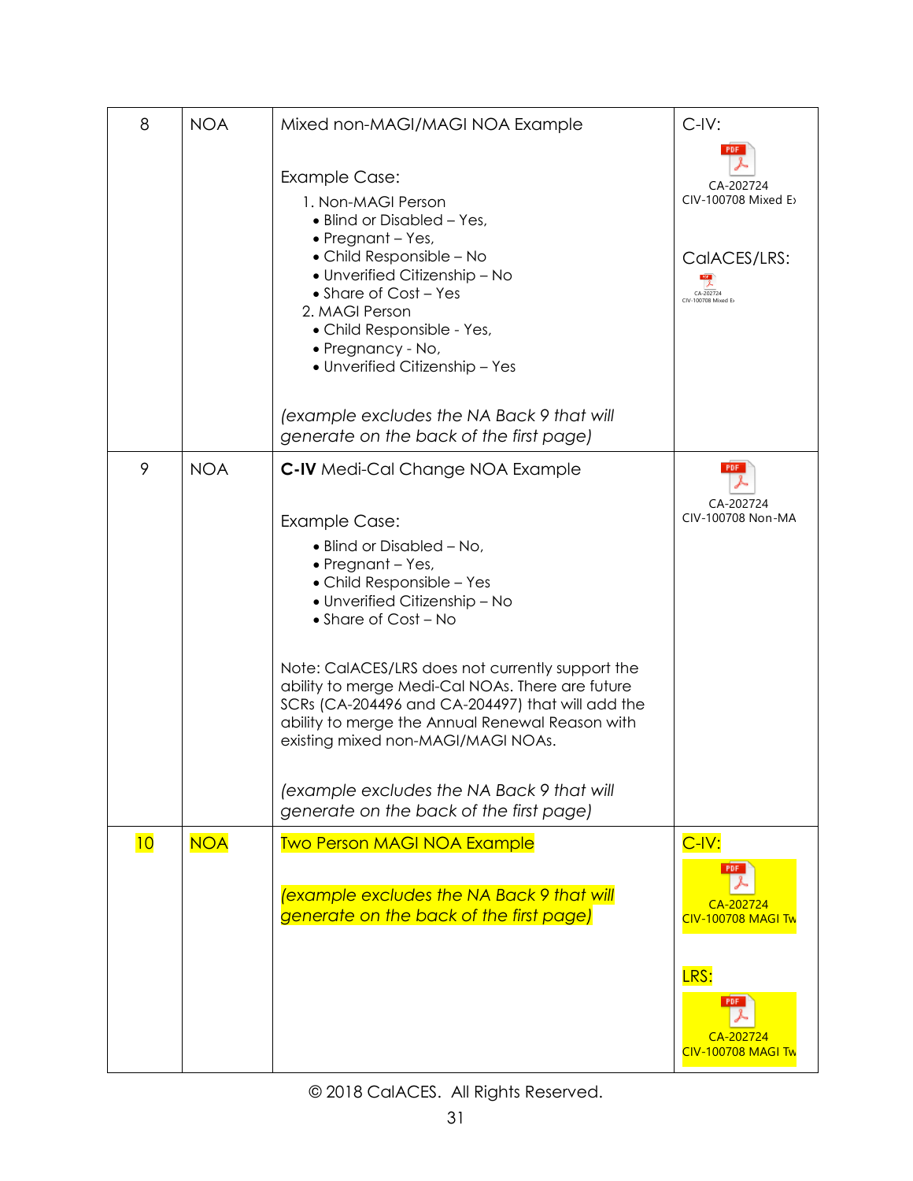| 8 | NOA | Mixed non-MAGI/MAGI NOA Example<br><br>Example Case:<br>1. Non-MAGI Person<br>• Blind or Disabled – Yes,<br>• Pregnant – Yes,<br>• Child Responsible – No<br>• Unverified Citizenship – No<br>• Share of Cost – Yes<br>2. MAGI Person<br>• Child Responsible - Yes,<br>• Pregnancy - No,<br>• Unverified Citizenship – Yes<br><br>*(example excludes the NA Back 9 that will generate on the back of the first page)* | C-IV:<br>CA-202724 CIV-100708 Mixed E><br><br>CalACES/LRS:<br>CA-202724 CIV-100708 Mixed E> |
|---|---|---|---|
| 9 | NOA | **C-IV** Medi-Cal Change NOA Example<br><br>Example Case:<br>• Blind or Disabled – No,<br>• Pregnant – Yes,<br>• Child Responsible – Yes<br>• Unverified Citizenship – No<br>• Share of Cost – No<br><br>Note: CalACES/LRS does not currently support the ability to merge Medi-Cal NOAs. There are future SCRs (CA-204496 and CA-204497) that will add the ability to merge the Annual Renewal Reason with existing mixed non-MAGI/MAGI NOAs.<br><br>*(example excludes the NA Back 9 that will generate on the back of the first page)* | CA-202724 CIV-100708 Non-MA |
| 10 | NOA | Two Person MAGI NOA Example<br><br>*(example excludes the NA Back 9 that will generate on the back of the first page)* | C-IV:<br>CA-202724 CIV-100708 MAGI Tw<br><br>LRS:<br>CA-202724 CIV-100708 MAGI Tw |

© 2018 CalACES. All Rights Reserved.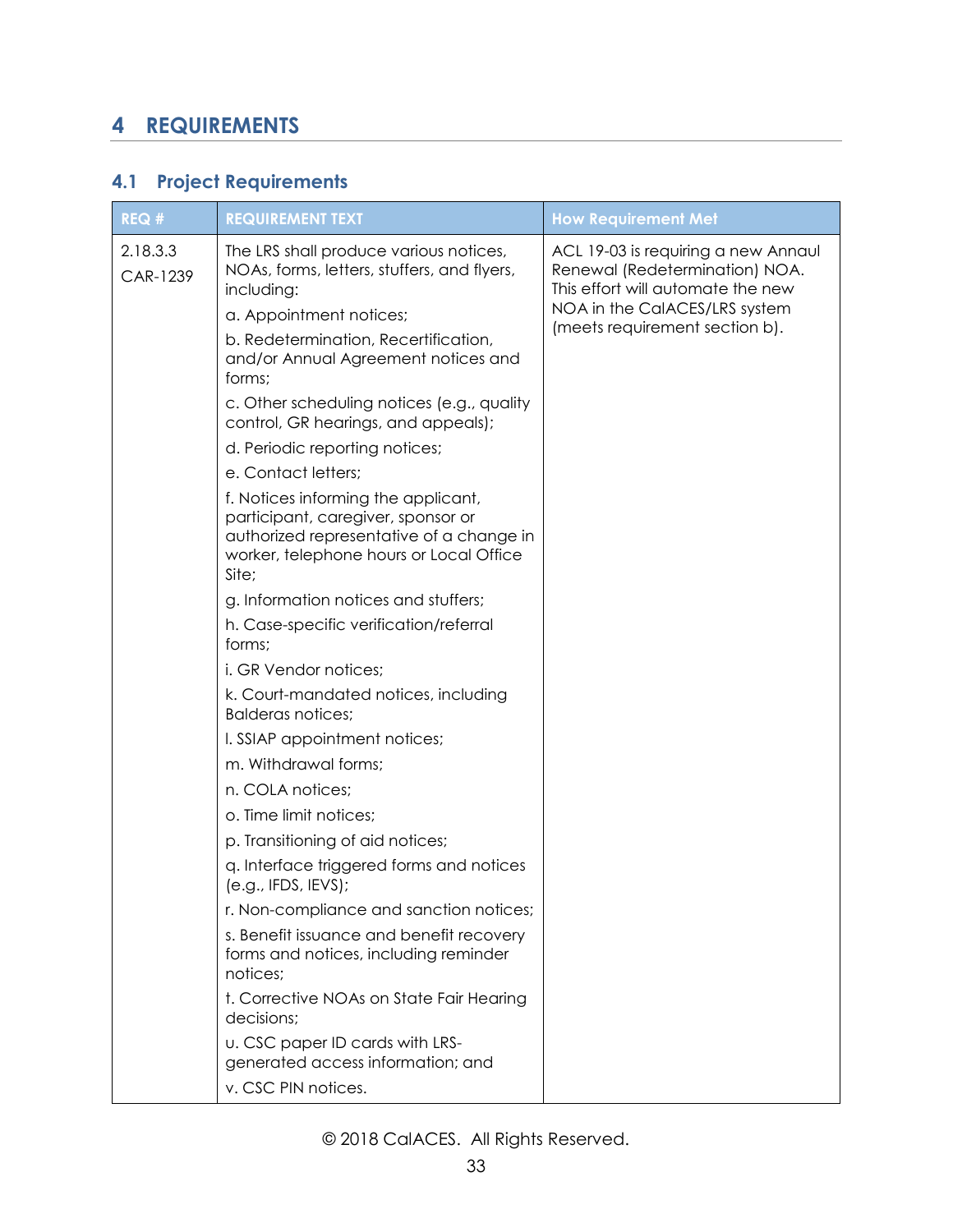# 4 REQUIREMENTS

## 4.1 Project Requirements

| REQ # | REQUIREMENT TEXT | How Requirement Met |
|---|---|---|
| 2.18.3.3<br>CAR-1239 | The LRS shall produce various notices, NOAs, forms, letters, stuffers, and flyers, including:<br>a. Appointment notices;<br>b. Redetermination, Recertification, and/or Annual Agreement notices and forms;<br>c. Other scheduling notices (e.g., quality control, GR hearings, and appeals);<br>d. Periodic reporting notices;<br>e. Contact letters;<br>f. Notices informing the applicant, participant, caregiver, sponsor or authorized representative of a change in worker, telephone hours or Local Office Site;<br>g. Information notices and stuffers;<br>h. Case-specific verification/referral forms;<br>i. GR Vendor notices;<br>k. Court-mandated notices, including Balderas notices;<br>l. SSIAP appointment notices;<br>m. Withdrawal forms;<br>n. COLA notices;<br>o. Time limit notices;<br>p. Transitioning of aid notices;<br>q. Interface triggered forms and notices (e.g., IFDS, IEVS);<br>r. Non-compliance and sanction notices;<br>s. Benefit issuance and benefit recovery forms and notices, including reminder notices;<br>t. Corrective NOAs on State Fair Hearing decisions;<br>u. CSC paper ID cards with LRS-generated access information; and<br>v. CSC PIN notices. | ACL 19-03 is requiring a new Annaul Renewal (Redetermination) NOA. This effort will automate the new NOA in the CalACES/LRS system (meets requirement section b). |

© 2018 CalACES. All Rights Reserved.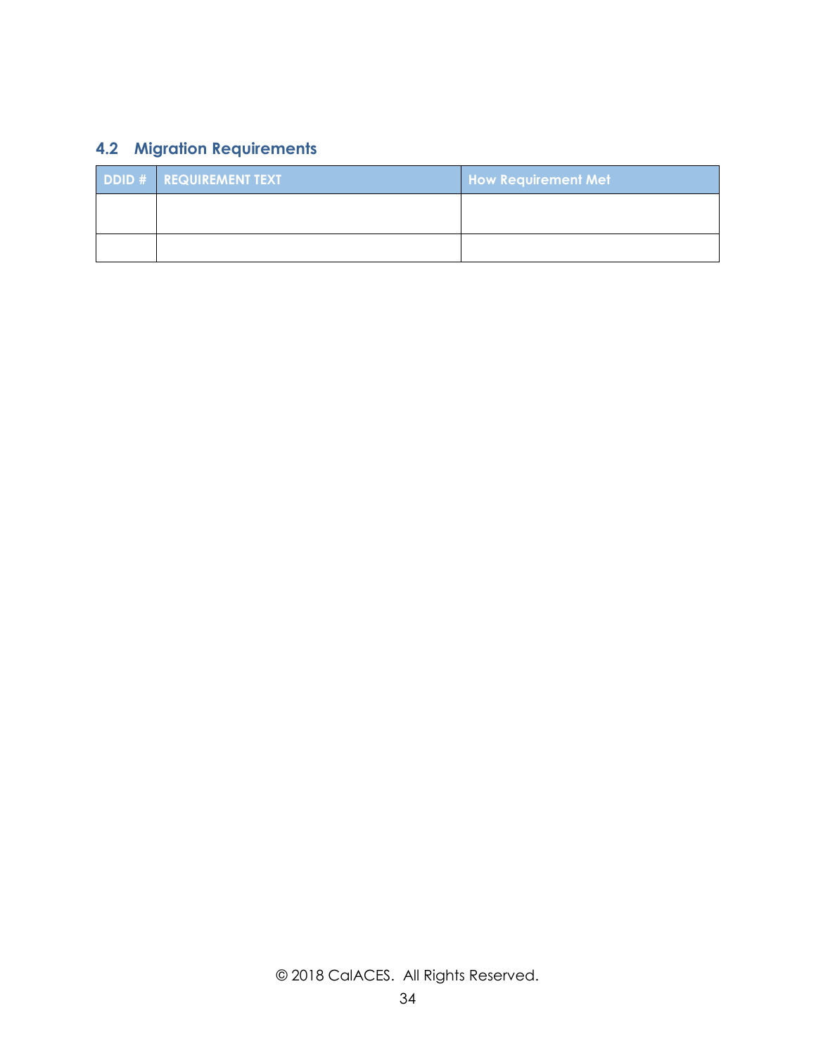## 4.2 Migration Requirements

| DDID # | REQUIREMENT TEXT | How Requirement Met |
|---|---|---|
| | | |
| | | |

© 2018 CalACES. All Rights Reserved.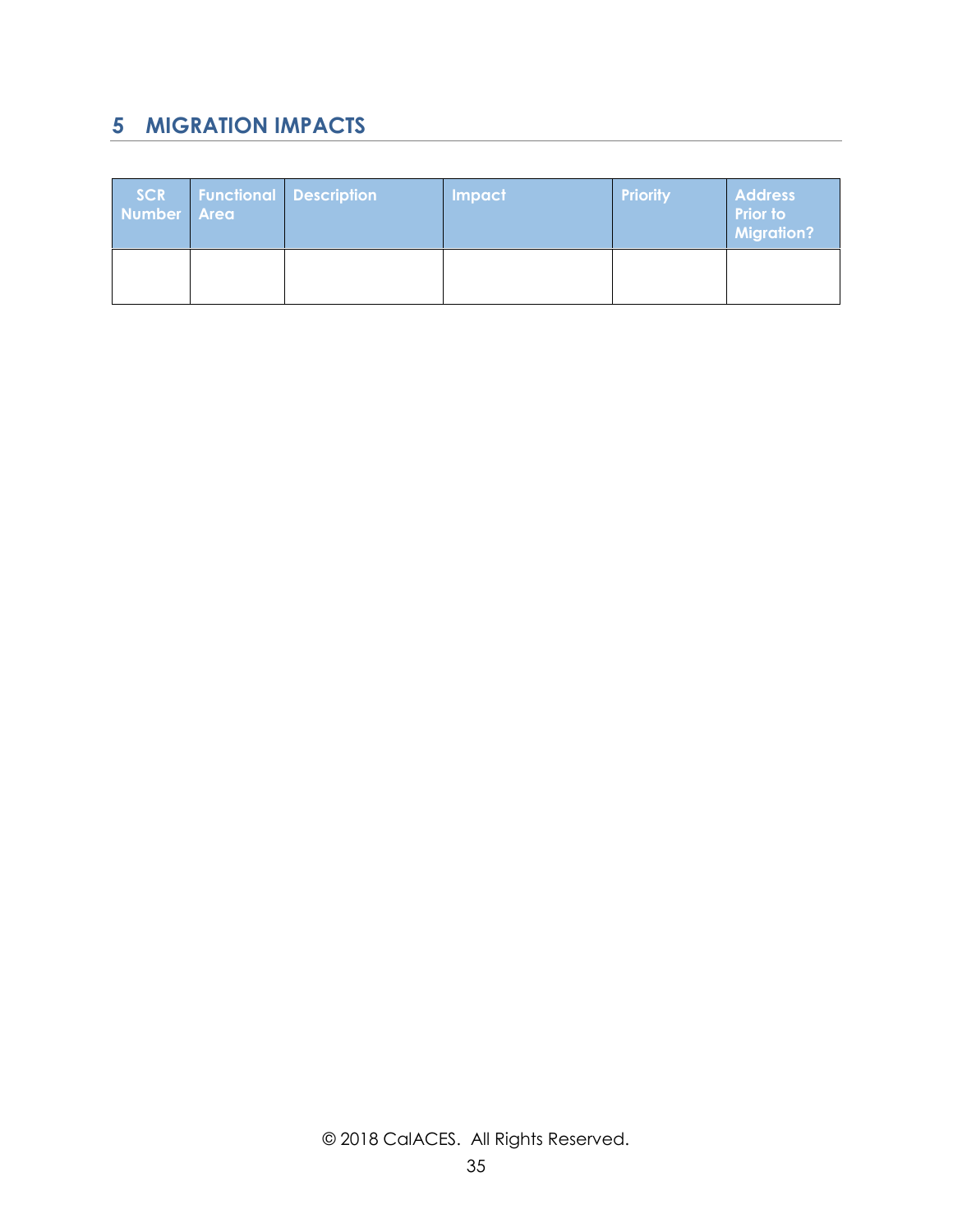# 5 MIGRATION IMPACTS

| SCR Number | Functional Area | Description | Impact | Priority | Address Prior to Migration? |
|---|---|---|---|---|---|
| | | | | | |

© 2018 CalACES. All Rights Reserved.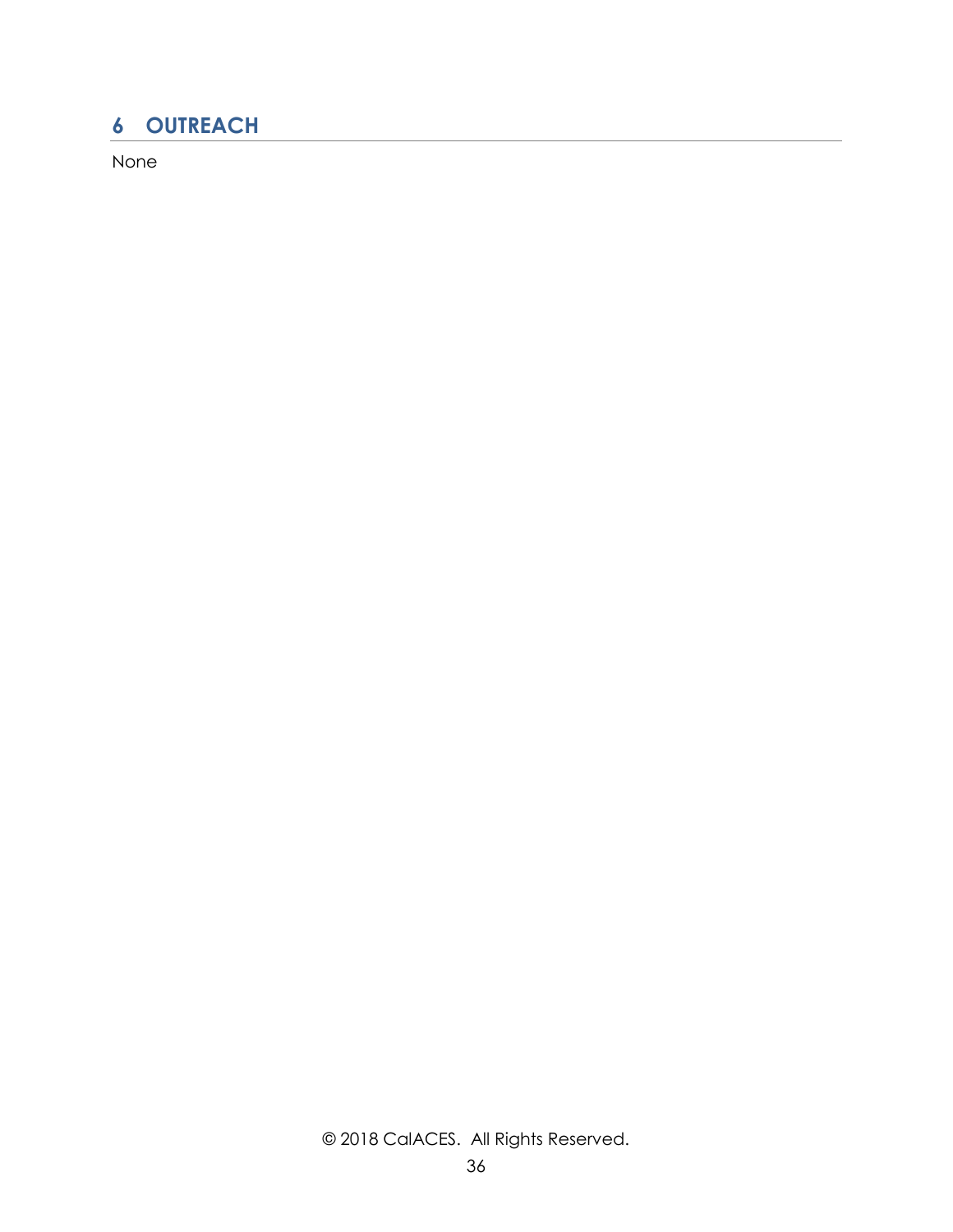## 6 OUTREACH

None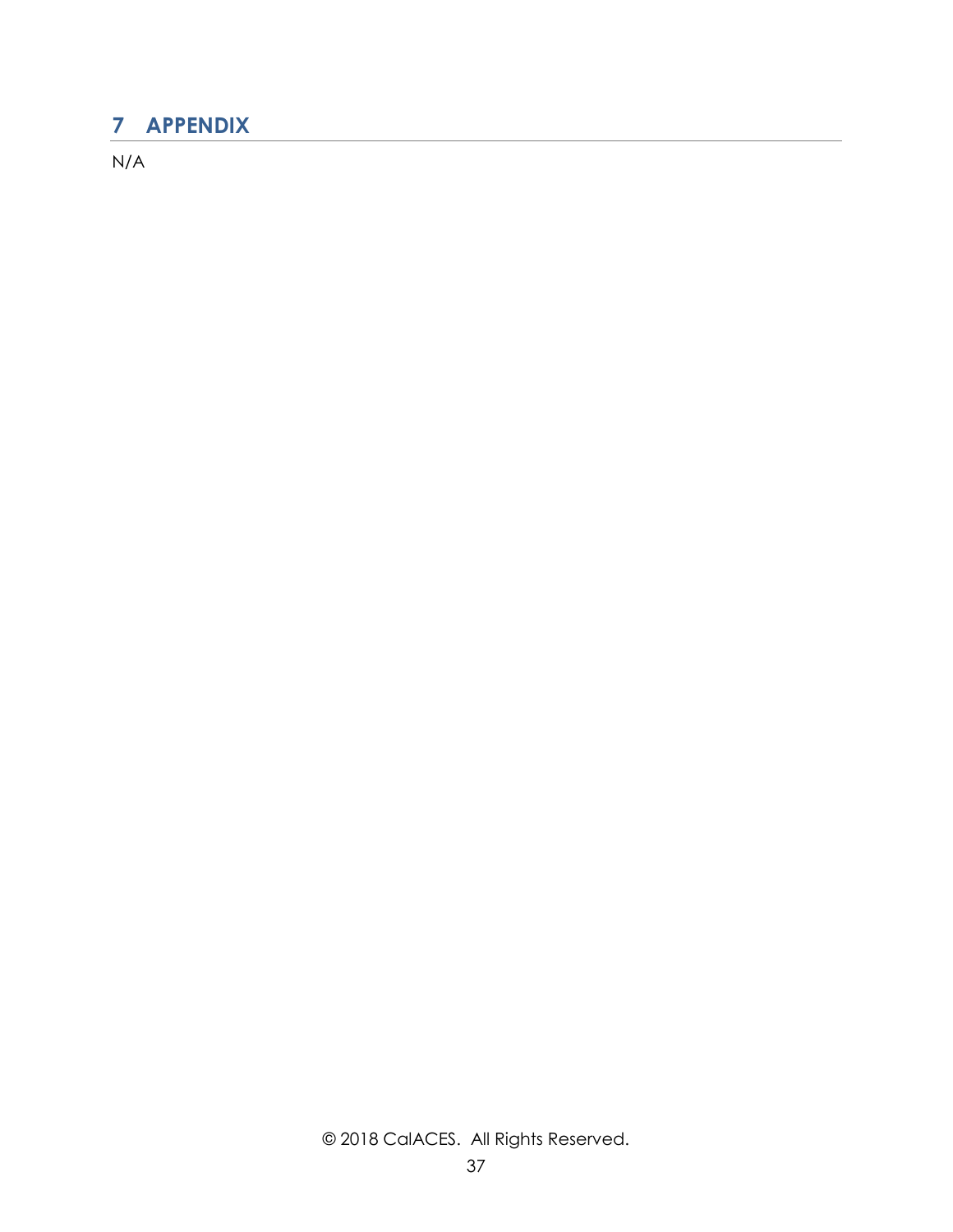# 7 APPENDIX

N/A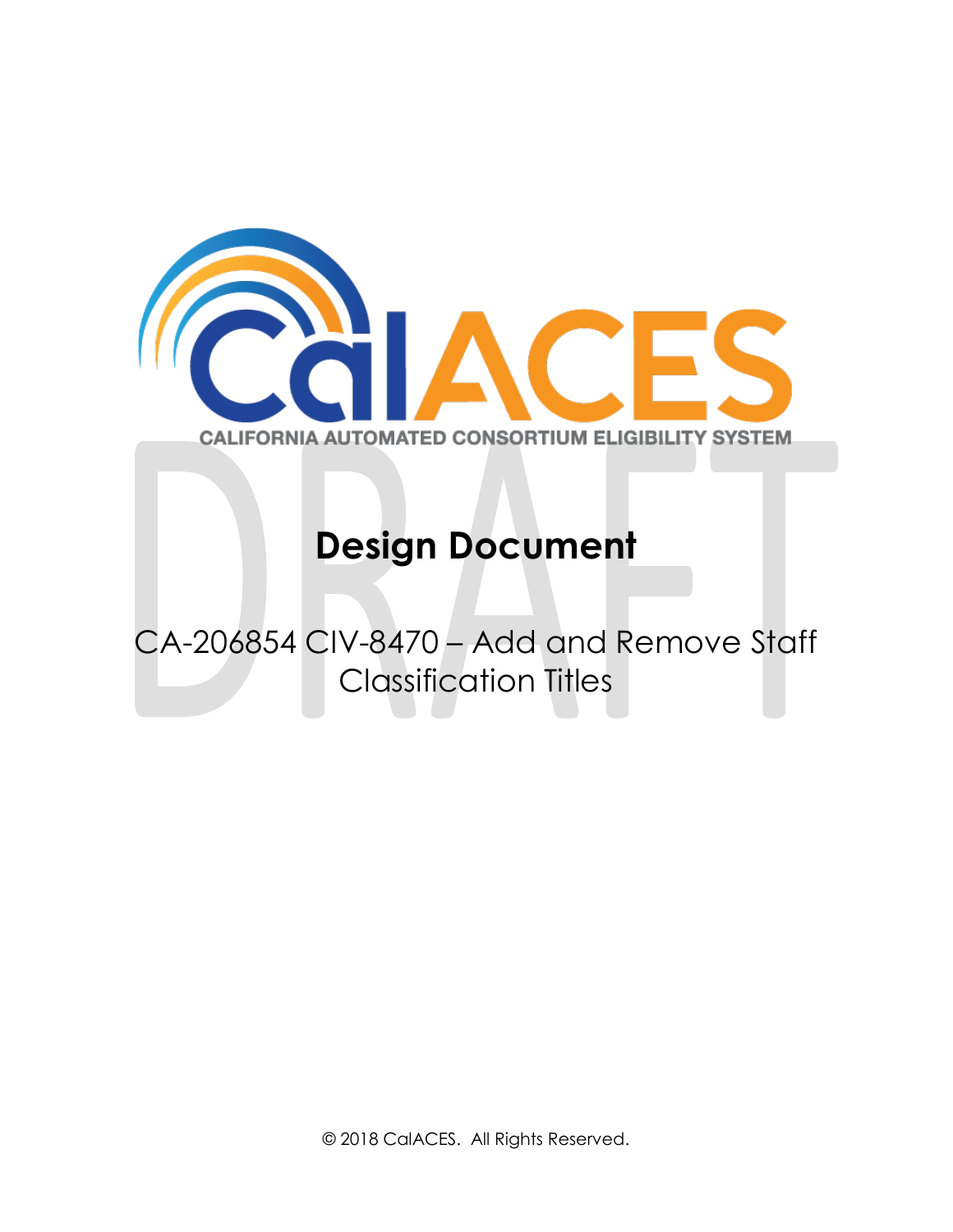CALIFORNIA AUTOMATED CONSORTIUM ELIGIBILITY SYSTEM

DRAFT

# Design Document

CA-206854 CIV-8470 – Add and Remove Staff Classification Titles

© 2018 CalACES. All Rights Reserved.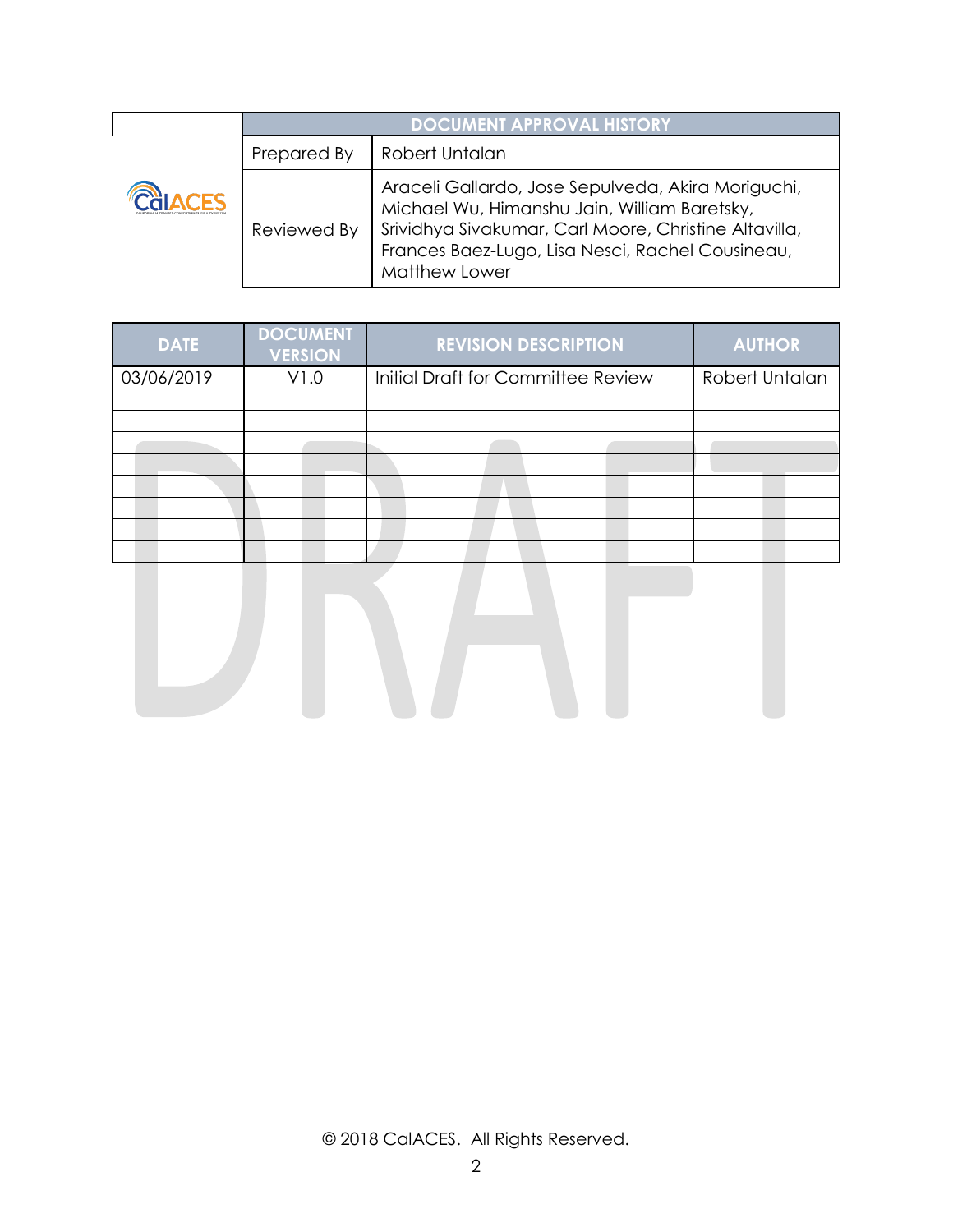| | DOCUMENT APPROVAL HISTORY | |
|---|---|---|
| CalACES | Prepared By | Robert Untalan |
| | Reviewed By | Araceli Gallardo, Jose Sepulveda, Akira Moriguchi, Michael Wu, Himanshu Jain, William Baretsky, Srividhya Sivakumar, Carl Moore, Christine Altavilla, Frances Baez-Lugo, Lisa Nesci, Rachel Cousineau, Matthew Lower |

| DATE | DOCUMENT VERSION | REVISION DESCRIPTION | AUTHOR |
|---|---|---|---|
| 03/06/2019 | V1.0 | Initial Draft for Committee Review | Robert Untalan |
| | | | |
| | | | |
| | | | |
| | | | |
| | | | |
| | | | |
| | | | |
| | | | |

DRAFT

© 2018 CalACES. All Rights Reserved.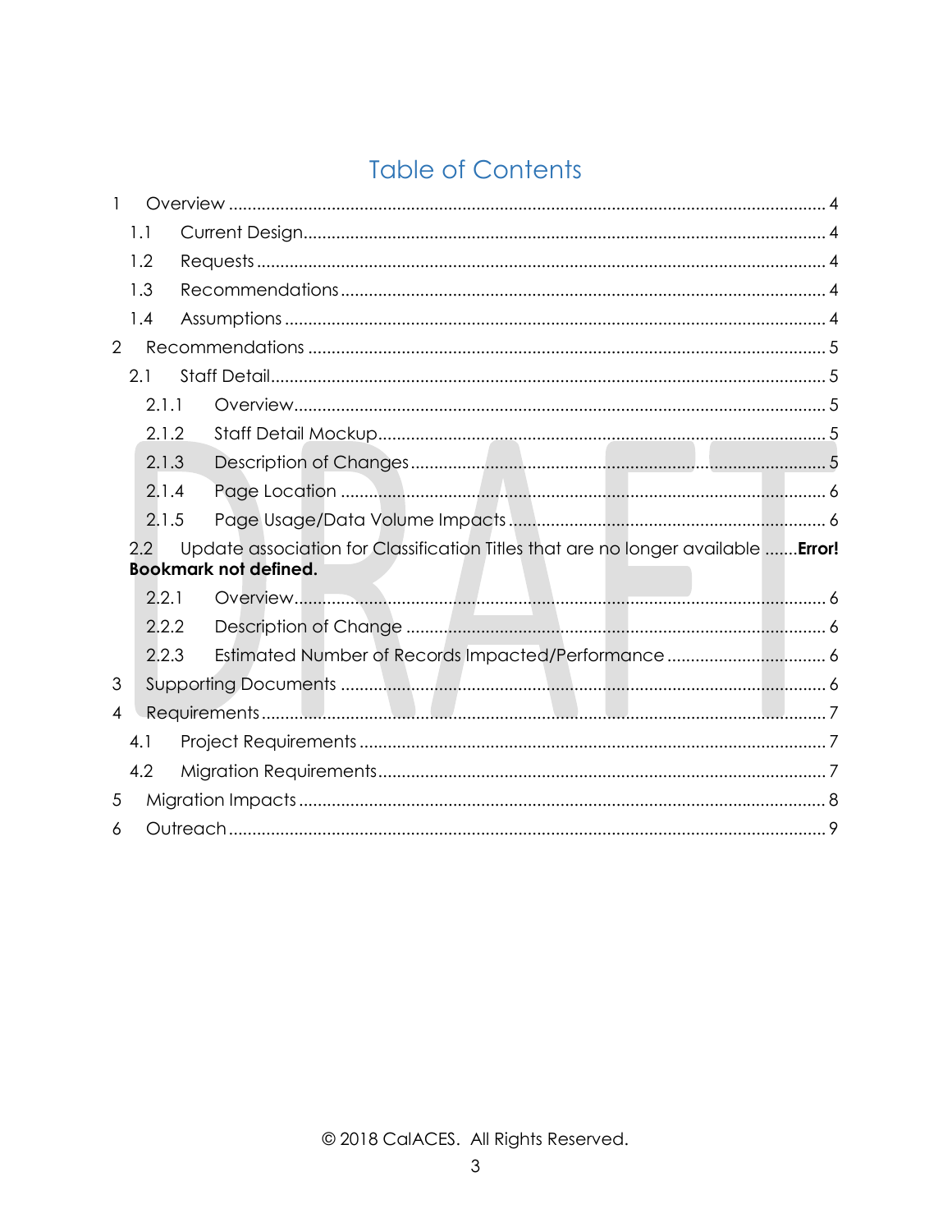# Table of Contents

1 Overview ........................................................................................................ 4

  1.1 Current Design........................................................................................ 4

  1.2 Requests ................................................................................................ 4

  1.3 Recommendations ................................................................................. 4

  1.4 Assumptions .......................................................................................... 4

2 Recommendations ......................................................................................... 5

  2.1 Staff Detail.............................................................................................. 5

    2.1.1 Overview.......................................................................................... 5

    2.1.2 Staff Detail Mockup.......................................................................... 5

    2.1.3 Description of Changes..................................................................... 5

    2.1.4 Page Location .................................................................................. 6

    2.1.5 Page Usage/Data Volume Impacts .................................................... 6

  2.2 Update association for Classification Titles that are no longer available .......**Error! Bookmark not defined.**

    2.2.1 Overview.......................................................................................... 6

    2.2.2 Description of Change ...................................................................... 6

    2.2.3 Estimated Number of Records Impacted/Performance .......................... 6

3 Supporting Documents .................................................................................... 6

4 Requirements................................................................................................. 7

  4.1 Project Requirements .............................................................................. 7

  4.2 Migration Requirements........................................................................... 7

5 Migration Impacts ........................................................................................... 8

6 Outreach........................................................................................................ 9

© 2018 CalACES. All Rights Reserved.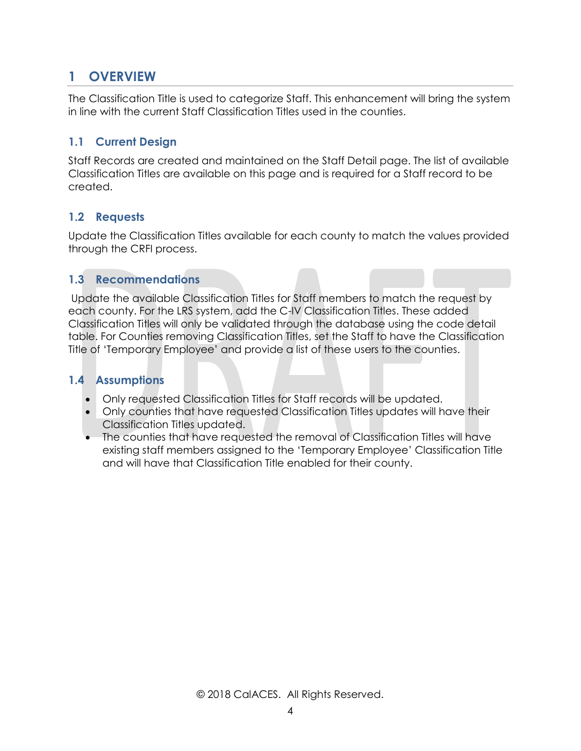# 1 OVERVIEW

The Classification Title is used to categorize Staff. This enhancement will bring the system in line with the current Staff Classification Titles used in the counties.

## 1.1 Current Design

Staff Records are created and maintained on the Staff Detail page. The list of available Classification Titles are available on this page and is required for a Staff record to be created.

## 1.2 Requests

Update the Classification Titles available for each county to match the values provided through the CRFI process.

## 1.3 Recommendations

Update the available Classification Titles for Staff members to match the request by each county. For the LRS system, add the C-IV Classification Titles. These added Classification Titles will only be validated through the database using the code detail table. For Counties removing Classification Titles, set the Staff to have the Classification Title of 'Temporary Employee' and provide a list of these users to the counties.

## 1.4 Assumptions

- Only requested Classification Titles for Staff records will be updated.
- Only counties that have requested Classification Titles updates will have their Classification Titles updated.
- The counties that have requested the removal of Classification Titles will have existing staff members assigned to the 'Temporary Employee' Classification Title and will have that Classification Title enabled for their county.

© 2018 CalACES. All Rights Reserved.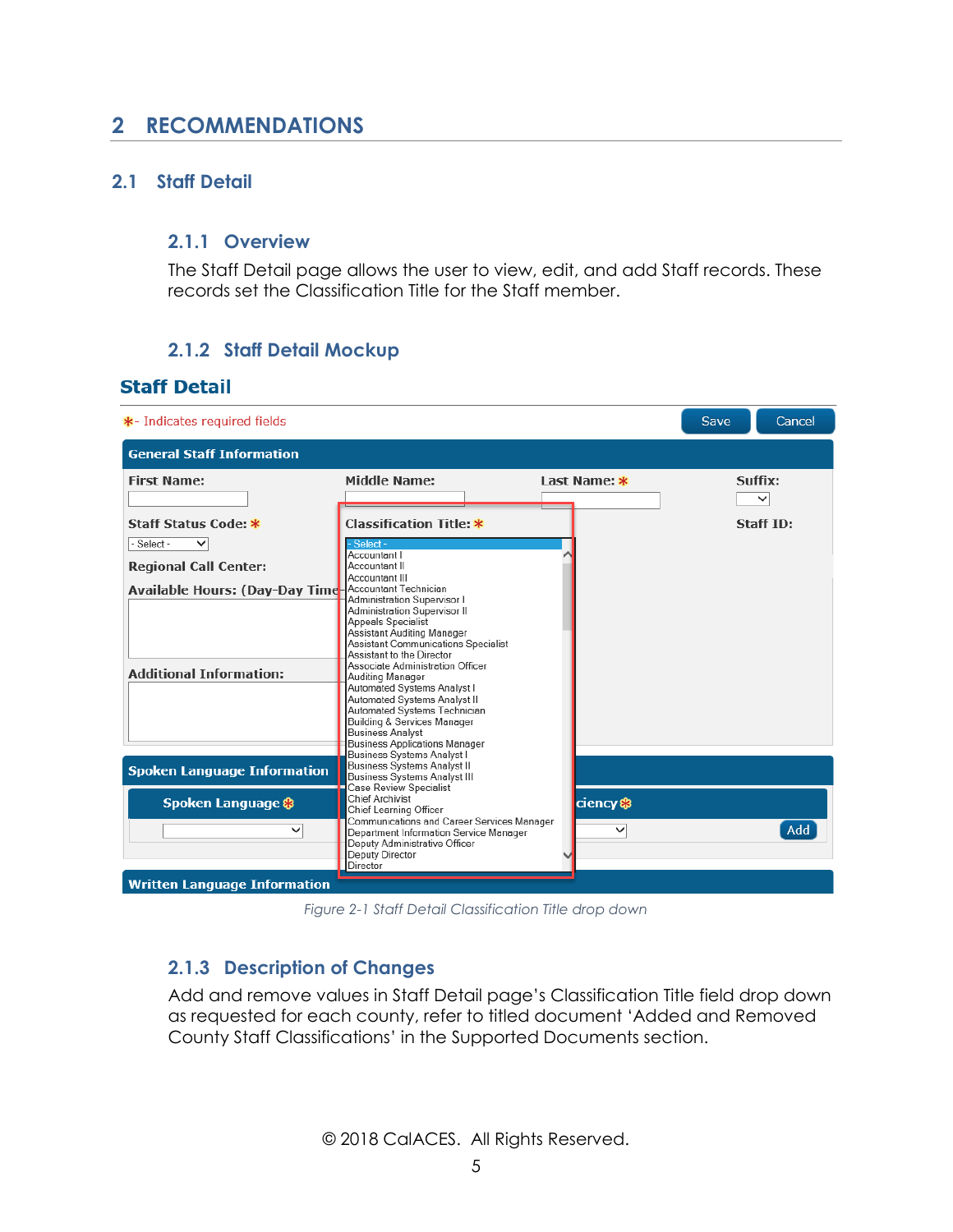# 2 RECOMMENDATIONS

## 2.1 Staff Detail

### 2.1.1 Overview

The Staff Detail page allows the user to view, edit, and add Staff records. These records set the Classification Title for the Staff member.

### 2.1.2 Staff Detail Mockup

*Figure 2-1 Staff Detail Classification Title drop down*

### 2.1.3 Description of Changes

Add and remove values in Staff Detail page's Classification Title field drop down as requested for each county, refer to titled document 'Added and Removed County Staff Classifications' in the Supported Documents section.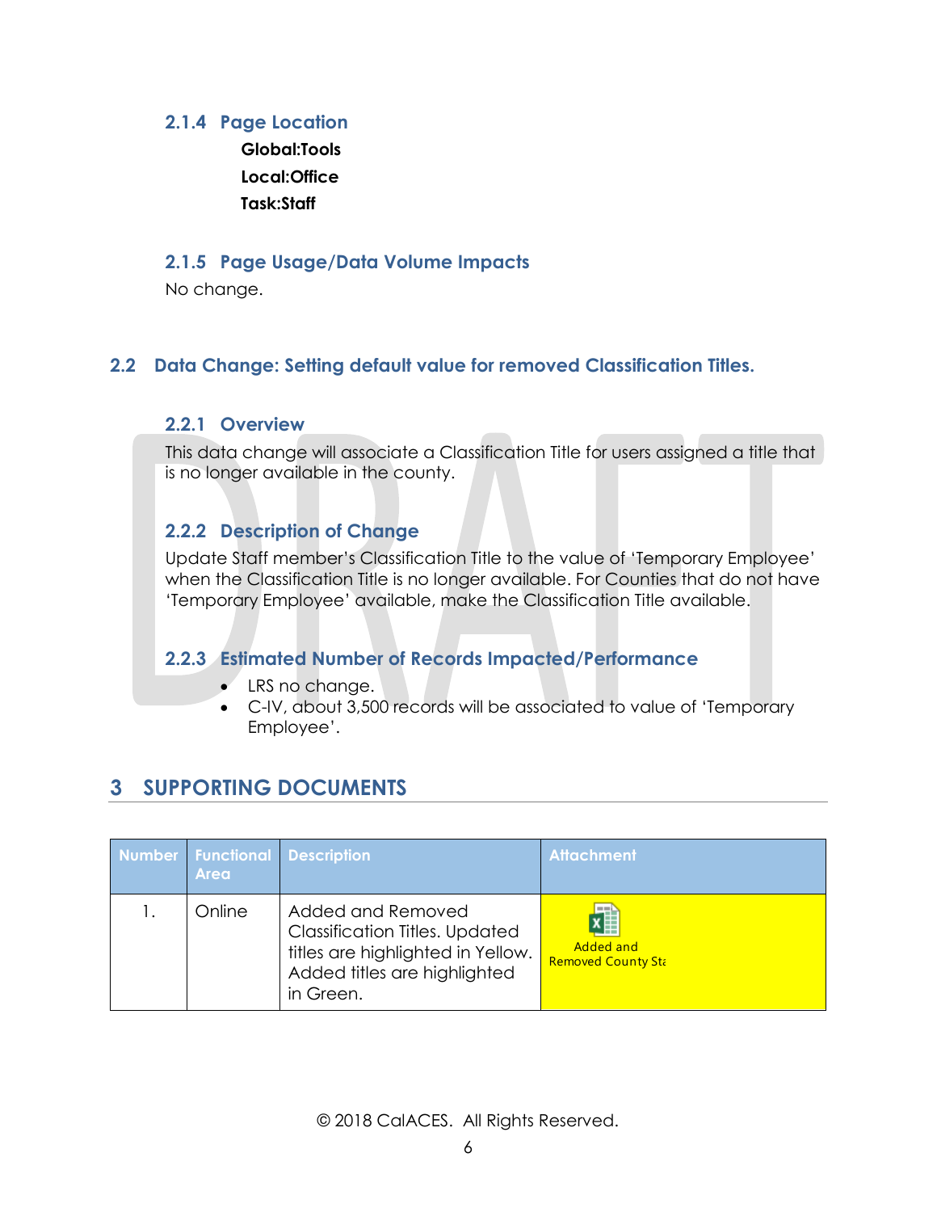### 2.1.4 Page Location

**Global:Tools**
**Local:Office**
**Task:Staff**

### 2.1.5 Page Usage/Data Volume Impacts

No change.

## 2.2 Data Change: Setting default value for removed Classification Titles.

### 2.2.1 Overview

This data change will associate a Classification Title for users assigned a title that is no longer available in the county.

### 2.2.2 Description of Change

Update Staff member's Classification Title to the value of 'Temporary Employee' when the Classification Title is no longer available. For Counties that do not have 'Temporary Employee' available, make the Classification Title available.

### 2.2.3 Estimated Number of Records Impacted/Performance

- LRS no change.
- C-IV, about 3,500 records will be associated to value of 'Temporary Employee'.

# 3 SUPPORTING DOCUMENTS

| Number | Functional Area | Description | Attachment |
|---|---|---|---|
| 1. | Online | Added and Removed Classification Titles. Updated titles are highlighted in Yellow. Added titles are highlighted in Green. | Added and Removed County Sta |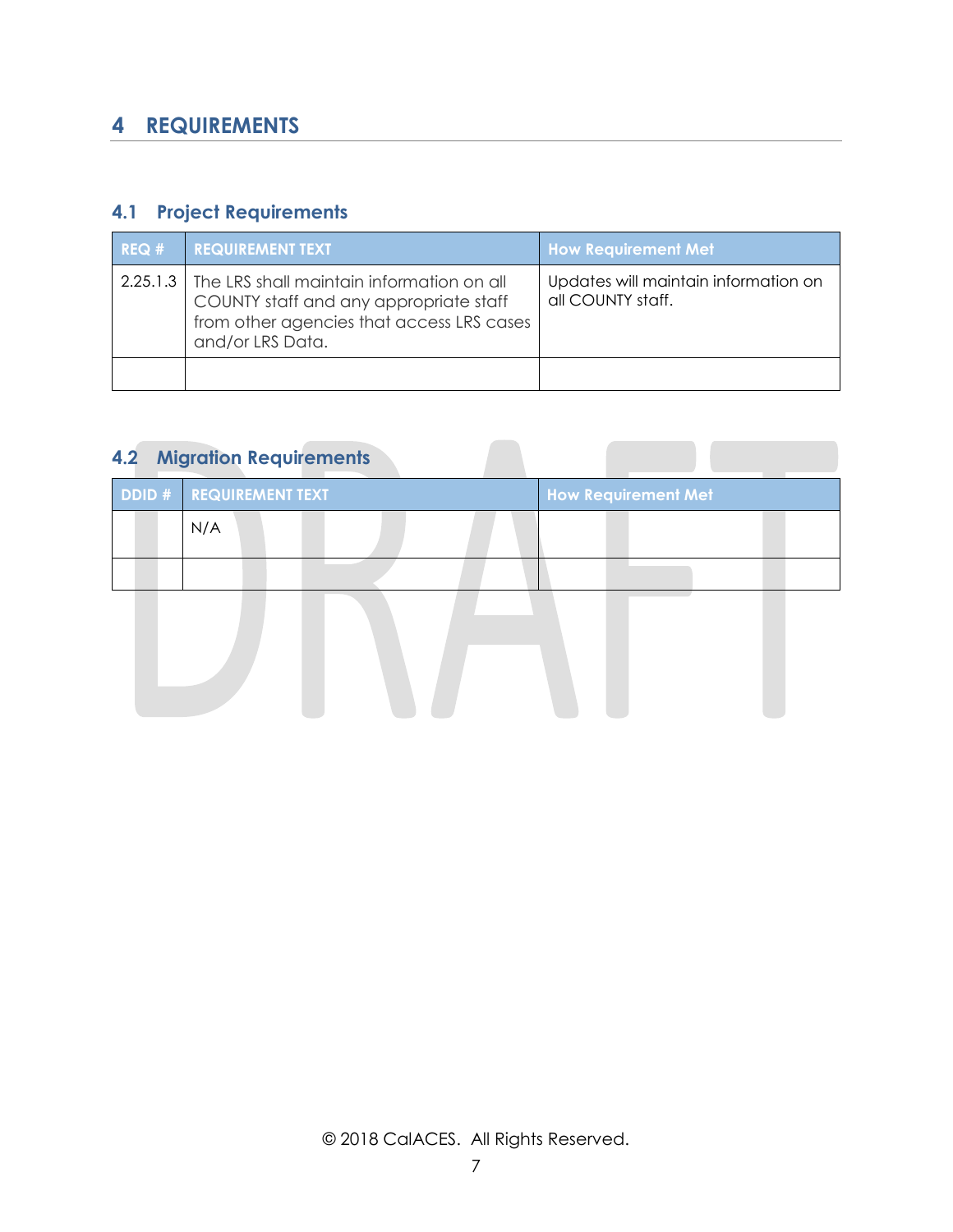# 4 REQUIREMENTS

## 4.1 Project Requirements

| REQ # | REQUIREMENT TEXT | How Requirement Met |
|---|---|---|
| 2.25.1.3 | The LRS shall maintain information on all COUNTY staff and any appropriate staff from other agencies that access LRS cases and/or LRS Data. | Updates will maintain information on all COUNTY staff. |
| | | |

## 4.2 Migration Requirements

| DDID # | REQUIREMENT TEXT | How Requirement Met |
|---|---|---|
| | N/A | |
| | | |

© 2018 CalACES. All Rights Reserved.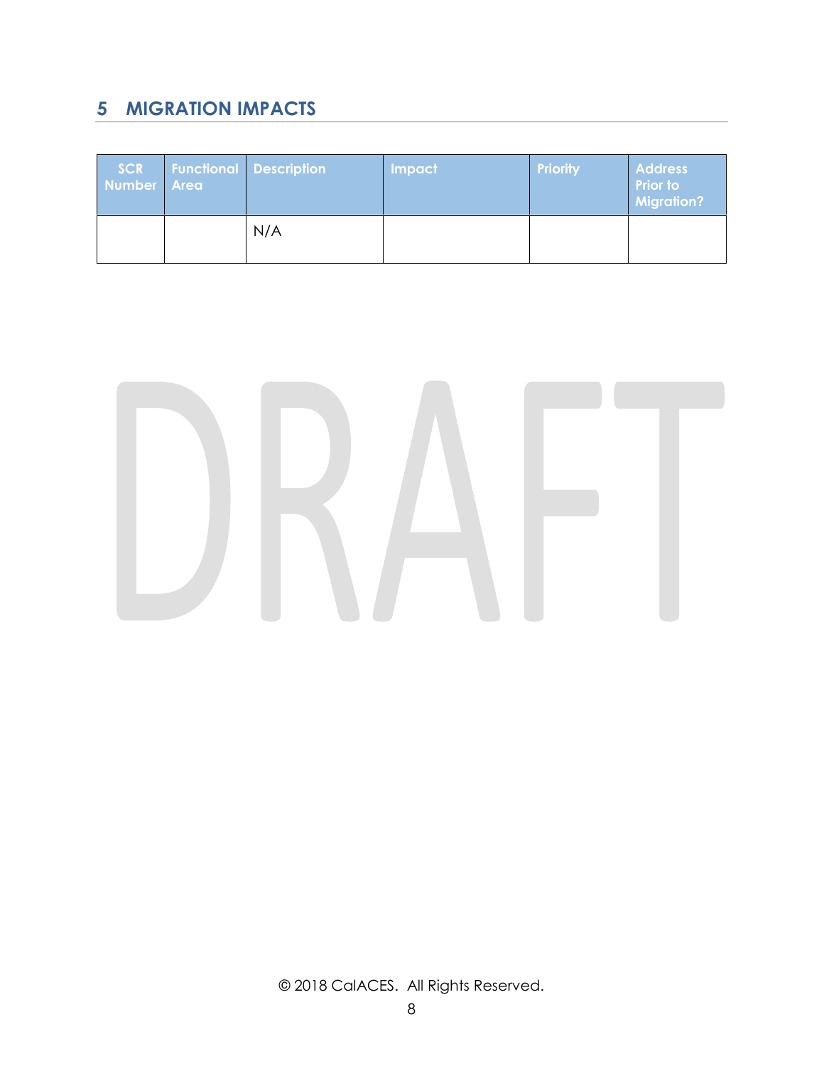## 5 MIGRATION IMPACTS

| SCR Number | Functional Area | Description | Impact | Priority | Address Prior to Migration? |
|---|---|---|---|---|---|
| | | N/A | | | |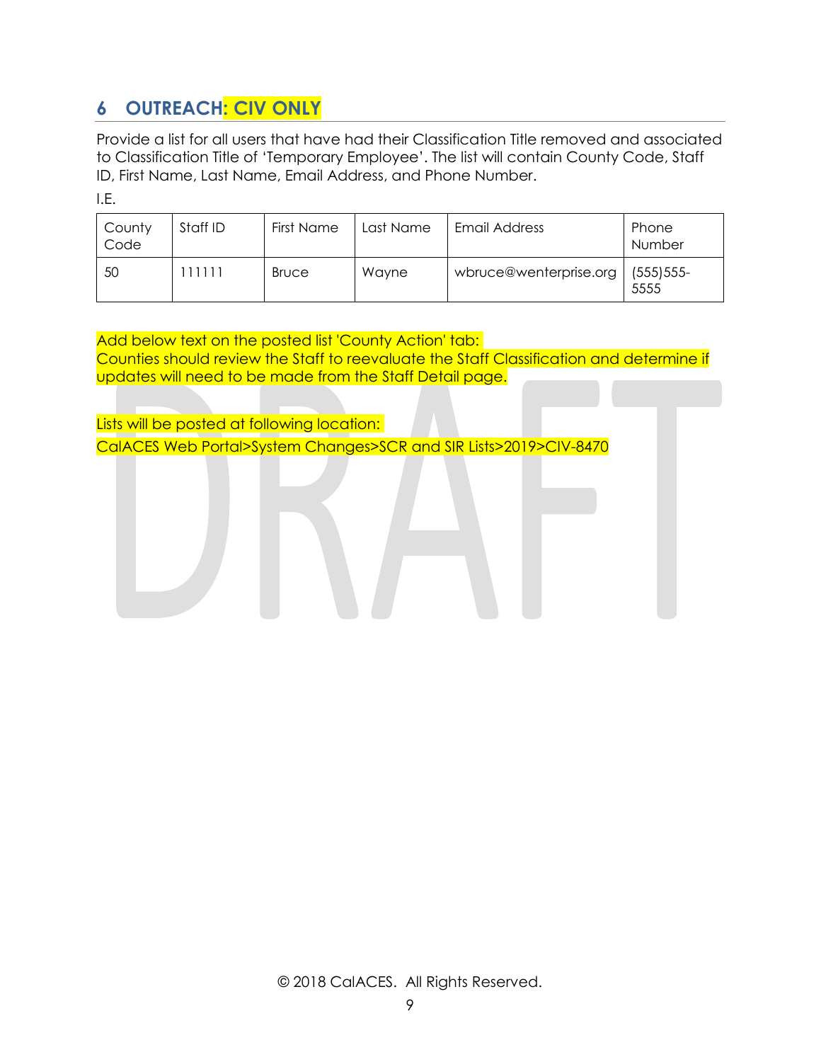## 6 OUTREACH: CIV ONLY

Provide a list for all users that have had their Classification Title removed and associated to Classification Title of 'Temporary Employee'. The list will contain County Code, Staff ID, First Name, Last Name, Email Address, and Phone Number.

I.E.

| County Code | Staff ID | First Name | Last Name | Email Address | Phone Number |
|---|---|---|---|---|---|
| 50 | 111111 | Bruce | Wayne | wbruce@wenterprise.org | (555)555-5555 |

Add below text on the posted list 'County Action' tab:
Counties should review the Staff to reevaluate the Staff Classification and determine if updates will need to be made from the Staff Detail page.

Lists will be posted at following location:

CalACES Web Portal>System Changes>SCR and SIR Lists>2019>CIV-8470

© 2018 CalACES. All Rights Reserved.